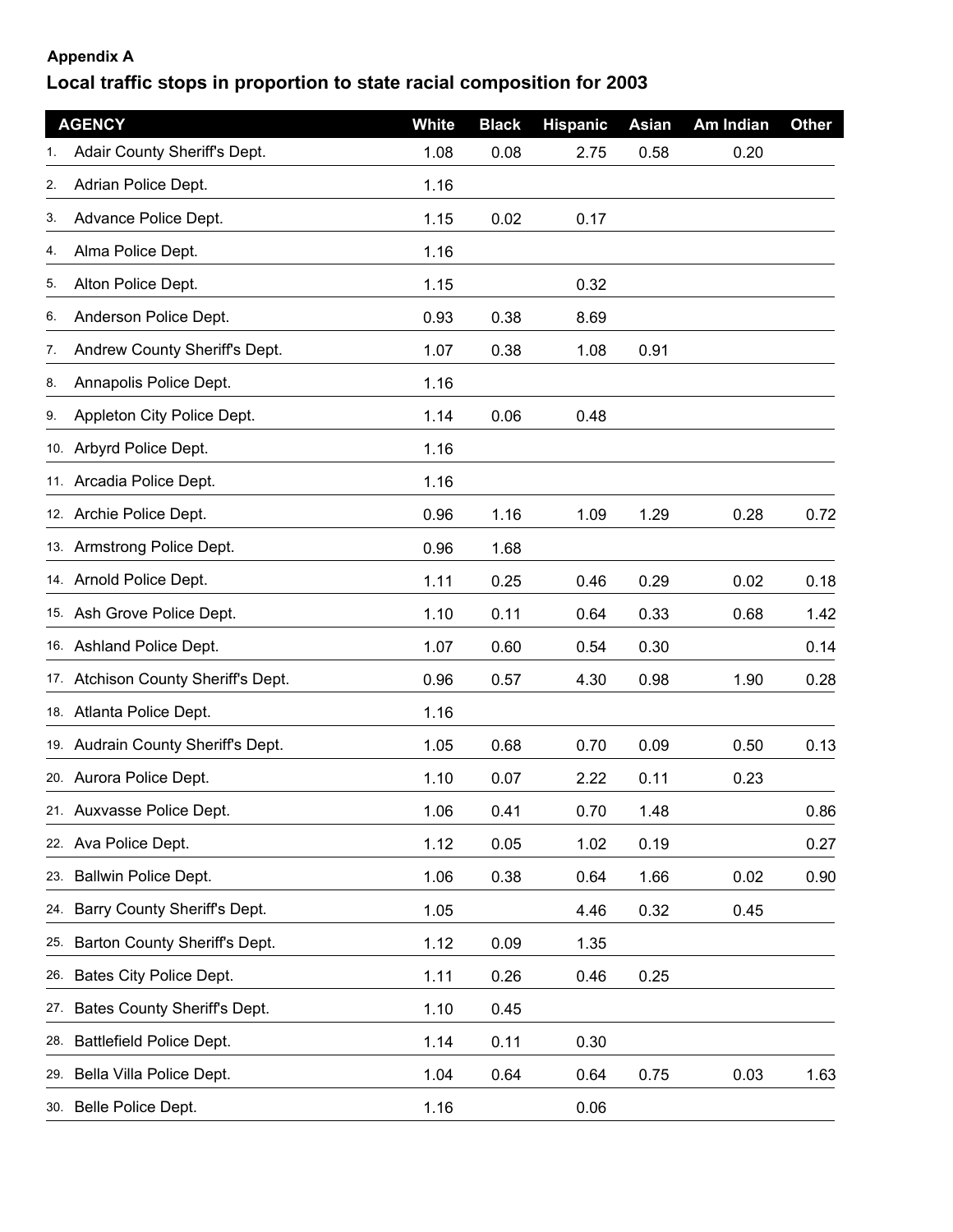**Appendix A**

## Local traffic stops in proportion to state racial composition for 2003

| | AGENCY | White | Black | Hispanic | Asian | Am Indian | Other |
|---|---|---|---|---|---|---|---|
| 1. | Adair County Sheriff's Dept. | 1.08 | 0.08 | 2.75 | 0.58 | 0.20 | |
| 2. | Adrian Police Dept. | 1.16 | | | | | |
| 3. | Advance Police Dept. | 1.15 | 0.02 | 0.17 | | | |
| 4. | Alma Police Dept. | 1.16 | | | | | |
| 5. | Alton Police Dept. | 1.15 | | 0.32 | | | |
| 6. | Anderson Police Dept. | 0.93 | 0.38 | 8.69 | | | |
| 7. | Andrew County Sheriff's Dept. | 1.07 | 0.38 | 1.08 | 0.91 | | |
| 8. | Annapolis Police Dept. | 1.16 | | | | | |
| 9. | Appleton City Police Dept. | 1.14 | 0.06 | 0.48 | | | |
| 10. | Arbyrd Police Dept. | 1.16 | | | | | |
| 11. | Arcadia Police Dept. | 1.16 | | | | | |
| 12. | Archie Police Dept. | 0.96 | 1.16 | 1.09 | 1.29 | 0.28 | 0.72 |
| 13. | Armstrong Police Dept. | 0.96 | 1.68 | | | | |
| 14. | Arnold Police Dept. | 1.11 | 0.25 | 0.46 | 0.29 | 0.02 | 0.18 |
| 15. | Ash Grove Police Dept. | 1.10 | 0.11 | 0.64 | 0.33 | 0.68 | 1.42 |
| 16. | Ashland Police Dept. | 1.07 | 0.60 | 0.54 | 0.30 | | 0.14 |
| 17. | Atchison County Sheriff's Dept. | 0.96 | 0.57 | 4.30 | 0.98 | 1.90 | 0.28 |
| 18. | Atlanta Police Dept. | 1.16 | | | | | |
| 19. | Audrain County Sheriff's Dept. | 1.05 | 0.68 | 0.70 | 0.09 | 0.50 | 0.13 |
| 20. | Aurora Police Dept. | 1.10 | 0.07 | 2.22 | 0.11 | 0.23 | |
| 21. | Auxvasse Police Dept. | 1.06 | 0.41 | 0.70 | 1.48 | | 0.86 |
| 22. | Ava Police Dept. | 1.12 | 0.05 | 1.02 | 0.19 | | 0.27 |
| 23. | Ballwin Police Dept. | 1.06 | 0.38 | 0.64 | 1.66 | 0.02 | 0.90 |
| 24. | Barry County Sheriff's Dept. | 1.05 | | 4.46 | 0.32 | 0.45 | |
| 25. | Barton County Sheriff's Dept. | 1.12 | 0.09 | 1.35 | | | |
| 26. | Bates City Police Dept. | 1.11 | 0.26 | 0.46 | 0.25 | | |
| 27. | Bates County Sheriff's Dept. | 1.10 | 0.45 | | | | |
| 28. | Battlefield Police Dept. | 1.14 | 0.11 | 0.30 | | | |
| 29. | Bella Villa Police Dept. | 1.04 | 0.64 | 0.64 | 0.75 | 0.03 | 1.63 |
| 30. | Belle Police Dept. | 1.16 | | 0.06 | | | |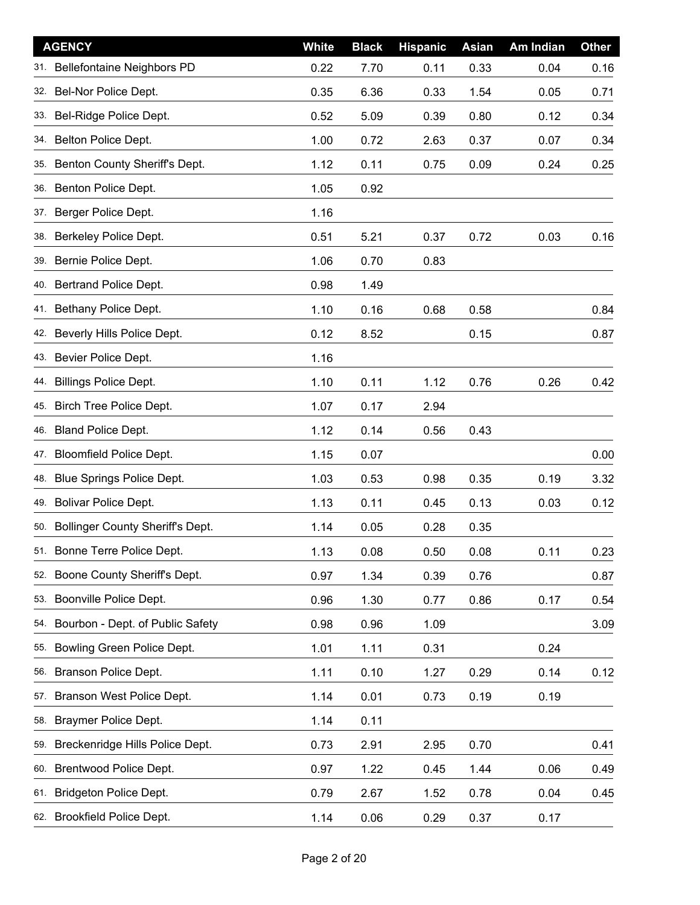| AGENCY | White | Black | Hispanic | Asian | Am Indian | Other |
|---|---|---|---|---|---|---|
| 31. Bellefontaine Neighbors PD | 0.22 | 7.70 | 0.11 | 0.33 | 0.04 | 0.16 |
| 32. Bel-Nor Police Dept. | 0.35 | 6.36 | 0.33 | 1.54 | 0.05 | 0.71 |
| 33. Bel-Ridge Police Dept. | 0.52 | 5.09 | 0.39 | 0.80 | 0.12 | 0.34 |
| 34. Belton Police Dept. | 1.00 | 0.72 | 2.63 | 0.37 | 0.07 | 0.34 |
| 35. Benton County Sheriff's Dept. | 1.12 | 0.11 | 0.75 | 0.09 | 0.24 | 0.25 |
| 36. Benton Police Dept. | 1.05 | 0.92 | | | | |
| 37. Berger Police Dept. | 1.16 | | | | | |
| 38. Berkeley Police Dept. | 0.51 | 5.21 | 0.37 | 0.72 | 0.03 | 0.16 |
| 39. Bernie Police Dept. | 1.06 | 0.70 | 0.83 | | | |
| 40. Bertrand Police Dept. | 0.98 | 1.49 | | | | |
| 41. Bethany Police Dept. | 1.10 | 0.16 | 0.68 | 0.58 | | 0.84 |
| 42. Beverly Hills Police Dept. | 0.12 | 8.52 | | 0.15 | | 0.87 |
| 43. Bevier Police Dept. | 1.16 | | | | | |
| 44. Billings Police Dept. | 1.10 | 0.11 | 1.12 | 0.76 | 0.26 | 0.42 |
| 45. Birch Tree Police Dept. | 1.07 | 0.17 | 2.94 | | | |
| 46. Bland Police Dept. | 1.12 | 0.14 | 0.56 | 0.43 | | |
| 47. Bloomfield Police Dept. | 1.15 | 0.07 | | | | 0.00 |
| 48. Blue Springs Police Dept. | 1.03 | 0.53 | 0.98 | 0.35 | 0.19 | 3.32 |
| 49. Bolivar Police Dept. | 1.13 | 0.11 | 0.45 | 0.13 | 0.03 | 0.12 |
| 50. Bollinger County Sheriff's Dept. | 1.14 | 0.05 | 0.28 | 0.35 | | |
| 51. Bonne Terre Police Dept. | 1.13 | 0.08 | 0.50 | 0.08 | 0.11 | 0.23 |
| 52. Boone County Sheriff's Dept. | 0.97 | 1.34 | 0.39 | 0.76 | | 0.87 |
| 53. Boonville Police Dept. | 0.96 | 1.30 | 0.77 | 0.86 | 0.17 | 0.54 |
| 54. Bourbon - Dept. of Public Safety | 0.98 | 0.96 | 1.09 | | | 3.09 |
| 55. Bowling Green Police Dept. | 1.01 | 1.11 | 0.31 | | 0.24 | |
| 56. Branson Police Dept. | 1.11 | 0.10 | 1.27 | 0.29 | 0.14 | 0.12 |
| 57. Branson West Police Dept. | 1.14 | 0.01 | 0.73 | 0.19 | 0.19 | |
| 58. Braymer Police Dept. | 1.14 | 0.11 | | | | |
| 59. Breckenridge Hills Police Dept. | 0.73 | 2.91 | 2.95 | 0.70 | | 0.41 |
| 60. Brentwood Police Dept. | 0.97 | 1.22 | 0.45 | 1.44 | 0.06 | 0.49 |
| 61. Bridgeton Police Dept. | 0.79 | 2.67 | 1.52 | 0.78 | 0.04 | 0.45 |
| 62. Brookfield Police Dept. | 1.14 | 0.06 | 0.29 | 0.37 | 0.17 | |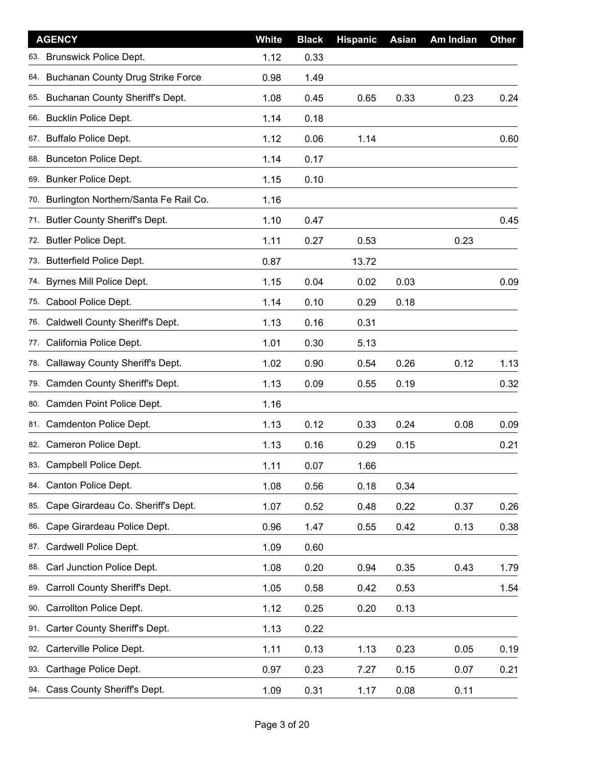| AGENCY | White | Black | Hispanic | Asian | Am Indian | Other |
|---|---|---|---|---|---|---|
| 63. Brunswick Police Dept. | 1.12 | 0.33 | | | | |
| 64. Buchanan County Drug Strike Force | 0.98 | 1.49 | | | | |
| 65. Buchanan County Sheriff's Dept. | 1.08 | 0.45 | 0.65 | 0.33 | 0.23 | 0.24 |
| 66. Bucklin Police Dept. | 1.14 | 0.18 | | | | |
| 67. Buffalo Police Dept. | 1.12 | 0.06 | 1.14 | | | 0.60 |
| 68. Bunceton Police Dept. | 1.14 | 0.17 | | | | |
| 69. Bunker Police Dept. | 1.15 | 0.10 | | | | |
| 70. Burlington Northern/Santa Fe Rail Co. | 1.16 | | | | | |
| 71. Butler County Sheriff's Dept. | 1.10 | 0.47 | | | | 0.45 |
| 72. Butler Police Dept. | 1.11 | 0.27 | 0.53 | | 0.23 | |
| 73. Butterfield Police Dept. | 0.87 | | 13.72 | | | |
| 74. Byrnes Mill Police Dept. | 1.15 | 0.04 | 0.02 | 0.03 | | 0.09 |
| 75. Cabool Police Dept. | 1.14 | 0.10 | 0.29 | 0.18 | | |
| 76. Caldwell County Sheriff's Dept. | 1.13 | 0.16 | 0.31 | | | |
| 77. California Police Dept. | 1.01 | 0.30 | 5.13 | | | |
| 78. Callaway County Sheriff's Dept. | 1.02 | 0.90 | 0.54 | 0.26 | 0.12 | 1.13 |
| 79. Camden County Sheriff's Dept. | 1.13 | 0.09 | 0.55 | 0.19 | | 0.32 |
| 80. Camden Point Police Dept. | 1.16 | | | | | |
| 81. Camdenton Police Dept. | 1.13 | 0.12 | 0.33 | 0.24 | 0.08 | 0.09 |
| 82. Cameron Police Dept. | 1.13 | 0.16 | 0.29 | 0.15 | | 0.21 |
| 83. Campbell Police Dept. | 1.11 | 0.07 | 1.66 | | | |
| 84. Canton Police Dept. | 1.08 | 0.56 | 0.18 | 0.34 | | |
| 85. Cape Girardeau Co. Sheriff's Dept. | 1.07 | 0.52 | 0.48 | 0.22 | 0.37 | 0.26 |
| 86. Cape Girardeau Police Dept. | 0.96 | 1.47 | 0.55 | 0.42 | 0.13 | 0.38 |
| 87. Cardwell Police Dept. | 1.09 | 0.60 | | | | |
| 88. Carl Junction Police Dept. | 1.08 | 0.20 | 0.94 | 0.35 | 0.43 | 1.79 |
| 89. Carroll County Sheriff's Dept. | 1.05 | 0.58 | 0.42 | 0.53 | | 1.54 |
| 90. Carrollton Police Dept. | 1.12 | 0.25 | 0.20 | 0.13 | | |
| 91. Carter County Sheriff's Dept. | 1.13 | 0.22 | | | | |
| 92. Carterville Police Dept. | 1.11 | 0.13 | 1.13 | 0.23 | 0.05 | 0.19 |
| 93. Carthage Police Dept. | 0.97 | 0.23 | 7.27 | 0.15 | 0.07 | 0.21 |
| 94. Cass County Sheriff's Dept. | 1.09 | 0.31 | 1.17 | 0.08 | 0.11 | |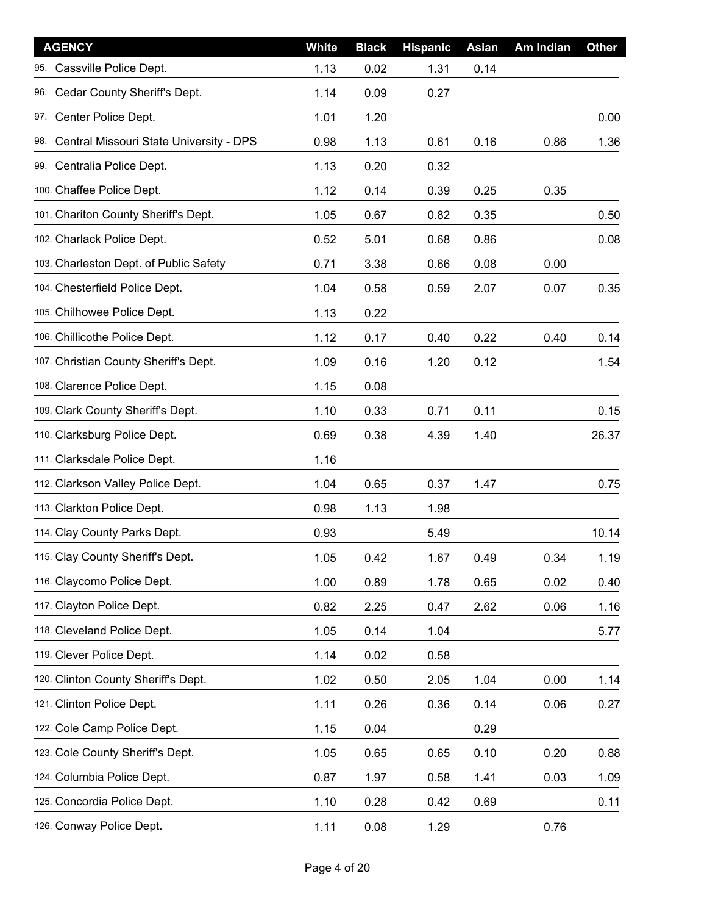| AGENCY | White | Black | Hispanic | Asian | Am Indian | Other |
|---|---|---|---|---|---|---|
| 95. Cassville Police Dept. | 1.13 | 0.02 | 1.31 | 0.14 | | |
| 96. Cedar County Sheriff's Dept. | 1.14 | 0.09 | 0.27 | | | |
| 97. Center Police Dept. | 1.01 | 1.20 | | | | 0.00 |
| 98. Central Missouri State University - DPS | 0.98 | 1.13 | 0.61 | 0.16 | 0.86 | 1.36 |
| 99. Centralia Police Dept. | 1.13 | 0.20 | 0.32 | | | |
| 100. Chaffee Police Dept. | 1.12 | 0.14 | 0.39 | 0.25 | 0.35 | |
| 101. Chariton County Sheriff's Dept. | 1.05 | 0.67 | 0.82 | 0.35 | | 0.50 |
| 102. Charlack Police Dept. | 0.52 | 5.01 | 0.68 | 0.86 | | 0.08 |
| 103. Charleston Dept. of Public Safety | 0.71 | 3.38 | 0.66 | 0.08 | 0.00 | |
| 104. Chesterfield Police Dept. | 1.04 | 0.58 | 0.59 | 2.07 | 0.07 | 0.35 |
| 105. Chilhowee Police Dept. | 1.13 | 0.22 | | | | |
| 106. Chillicothe Police Dept. | 1.12 | 0.17 | 0.40 | 0.22 | 0.40 | 0.14 |
| 107. Christian County Sheriff's Dept. | 1.09 | 0.16 | 1.20 | 0.12 | | 1.54 |
| 108. Clarence Police Dept. | 1.15 | 0.08 | | | | |
| 109. Clark County Sheriff's Dept. | 1.10 | 0.33 | 0.71 | 0.11 | | 0.15 |
| 110. Clarksburg Police Dept. | 0.69 | 0.38 | 4.39 | 1.40 | | 26.37 |
| 111. Clarksdale Police Dept. | 1.16 | | | | | |
| 112. Clarkson Valley Police Dept. | 1.04 | 0.65 | 0.37 | 1.47 | | 0.75 |
| 113. Clarkton Police Dept. | 0.98 | 1.13 | 1.98 | | | |
| 114. Clay County Parks Dept. | 0.93 | | 5.49 | | | 10.14 |
| 115. Clay County Sheriff's Dept. | 1.05 | 0.42 | 1.67 | 0.49 | 0.34 | 1.19 |
| 116. Claycomo Police Dept. | 1.00 | 0.89 | 1.78 | 0.65 | 0.02 | 0.40 |
| 117. Clayton Police Dept. | 0.82 | 2.25 | 0.47 | 2.62 | 0.06 | 1.16 |
| 118. Cleveland Police Dept. | 1.05 | 0.14 | 1.04 | | | 5.77 |
| 119. Clever Police Dept. | 1.14 | 0.02 | 0.58 | | | |
| 120. Clinton County Sheriff's Dept. | 1.02 | 0.50 | 2.05 | 1.04 | 0.00 | 1.14 |
| 121. Clinton Police Dept. | 1.11 | 0.26 | 0.36 | 0.14 | 0.06 | 0.27 |
| 122. Cole Camp Police Dept. | 1.15 | 0.04 | | 0.29 | | |
| 123. Cole County Sheriff's Dept. | 1.05 | 0.65 | 0.65 | 0.10 | 0.20 | 0.88 |
| 124. Columbia Police Dept. | 0.87 | 1.97 | 0.58 | 1.41 | 0.03 | 1.09 |
| 125. Concordia Police Dept. | 1.10 | 0.28 | 0.42 | 0.69 | | 0.11 |
| 126. Conway Police Dept. | 1.11 | 0.08 | 1.29 | | 0.76 | |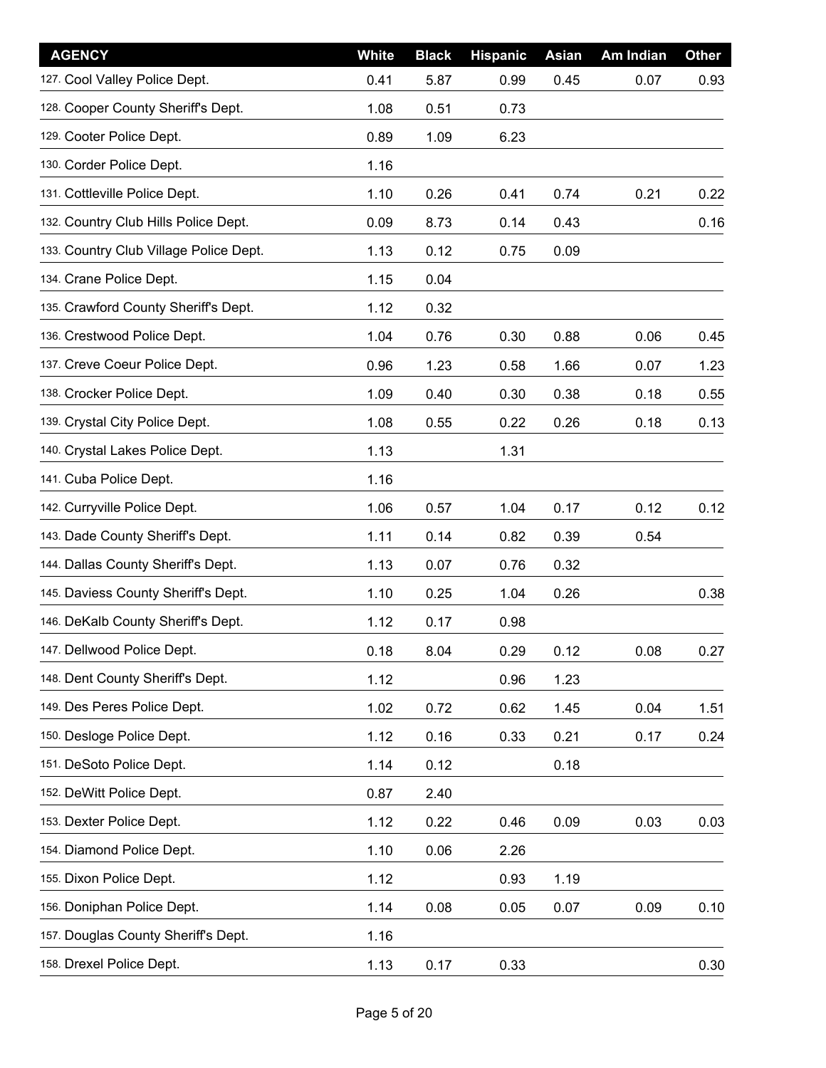| AGENCY | White | Black | Hispanic | Asian | Am Indian | Other |
|---|---|---|---|---|---|---|
| 127. Cool Valley Police Dept. | 0.41 | 5.87 | 0.99 | 0.45 | 0.07 | 0.93 |
| 128. Cooper County Sheriff's Dept. | 1.08 | 0.51 | 0.73 | | | |
| 129. Cooter Police Dept. | 0.89 | 1.09 | 6.23 | | | |
| 130. Corder Police Dept. | 1.16 | | | | | |
| 131. Cottleville Police Dept. | 1.10 | 0.26 | 0.41 | 0.74 | 0.21 | 0.22 |
| 132. Country Club Hills Police Dept. | 0.09 | 8.73 | 0.14 | 0.43 | | 0.16 |
| 133. Country Club Village Police Dept. | 1.13 | 0.12 | 0.75 | 0.09 | | |
| 134. Crane Police Dept. | 1.15 | 0.04 | | | | |
| 135. Crawford County Sheriff's Dept. | 1.12 | 0.32 | | | | |
| 136. Crestwood Police Dept. | 1.04 | 0.76 | 0.30 | 0.88 | 0.06 | 0.45 |
| 137. Creve Coeur Police Dept. | 0.96 | 1.23 | 0.58 | 1.66 | 0.07 | 1.23 |
| 138. Crocker Police Dept. | 1.09 | 0.40 | 0.30 | 0.38 | 0.18 | 0.55 |
| 139. Crystal City Police Dept. | 1.08 | 0.55 | 0.22 | 0.26 | 0.18 | 0.13 |
| 140. Crystal Lakes Police Dept. | 1.13 | | 1.31 | | | |
| 141. Cuba Police Dept. | 1.16 | | | | | |
| 142. Curryville Police Dept. | 1.06 | 0.57 | 1.04 | 0.17 | 0.12 | 0.12 |
| 143. Dade County Sheriff's Dept. | 1.11 | 0.14 | 0.82 | 0.39 | 0.54 | |
| 144. Dallas County Sheriff's Dept. | 1.13 | 0.07 | 0.76 | 0.32 | | |
| 145. Daviess County Sheriff's Dept. | 1.10 | 0.25 | 1.04 | 0.26 | | 0.38 |
| 146. DeKalb County Sheriff's Dept. | 1.12 | 0.17 | 0.98 | | | |
| 147. Dellwood Police Dept. | 0.18 | 8.04 | 0.29 | 0.12 | 0.08 | 0.27 |
| 148. Dent County Sheriff's Dept. | 1.12 | | 0.96 | 1.23 | | |
| 149. Des Peres Police Dept. | 1.02 | 0.72 | 0.62 | 1.45 | 0.04 | 1.51 |
| 150. Desloge Police Dept. | 1.12 | 0.16 | 0.33 | 0.21 | 0.17 | 0.24 |
| 151. DeSoto Police Dept. | 1.14 | 0.12 | | 0.18 | | |
| 152. DeWitt Police Dept. | 0.87 | 2.40 | | | | |
| 153. Dexter Police Dept. | 1.12 | 0.22 | 0.46 | 0.09 | 0.03 | 0.03 |
| 154. Diamond Police Dept. | 1.10 | 0.06 | 2.26 | | | |
| 155. Dixon Police Dept. | 1.12 | | 0.93 | 1.19 | | |
| 156. Doniphan Police Dept. | 1.14 | 0.08 | 0.05 | 0.07 | 0.09 | 0.10 |
| 157. Douglas County Sheriff's Dept. | 1.16 | | | | | |
| 158. Drexel Police Dept. | 1.13 | 0.17 | 0.33 | | | 0.30 |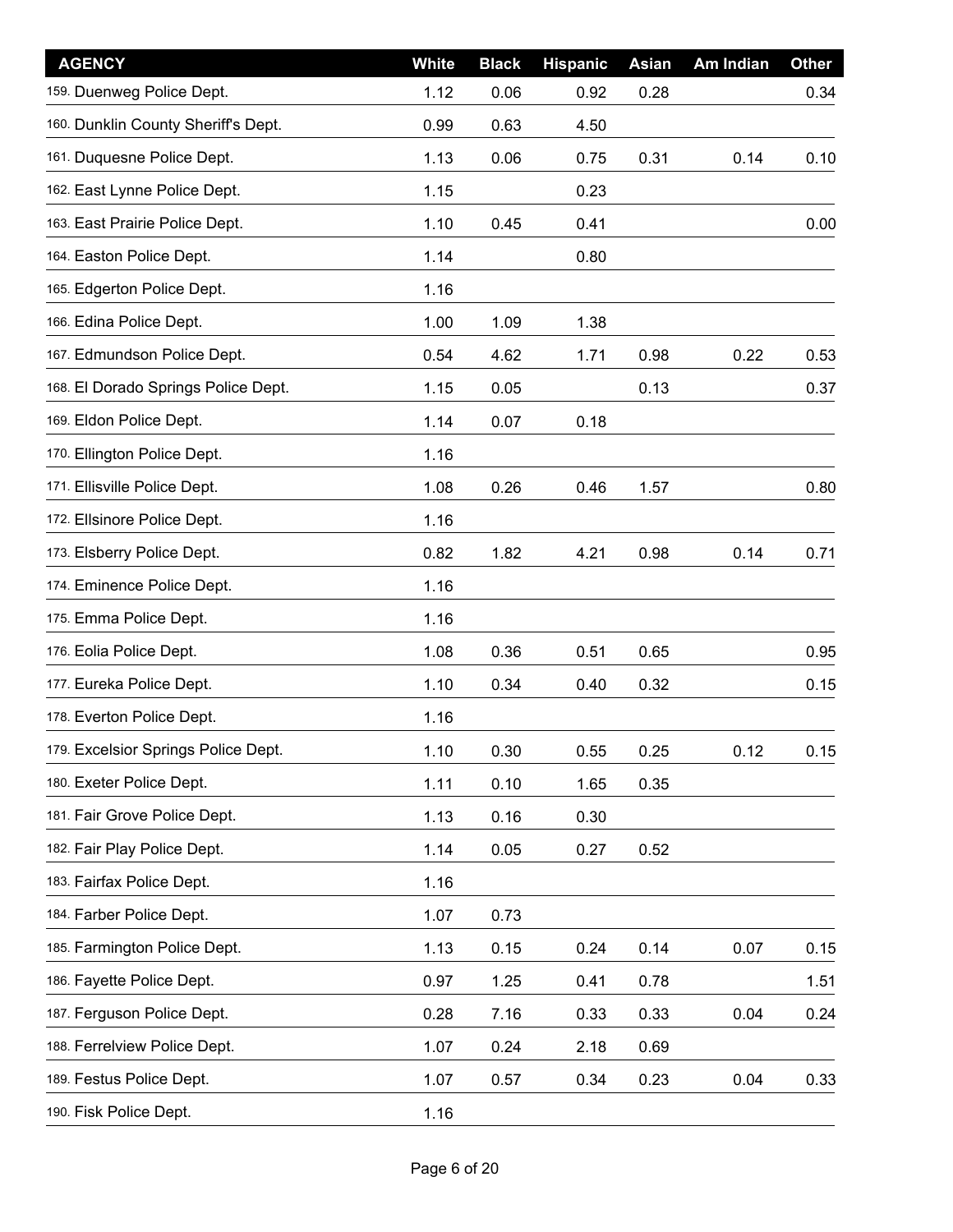| AGENCY | White | Black | Hispanic | Asian | Am Indian | Other |
|---|---|---|---|---|---|---|
| 159. Duenweg Police Dept. | 1.12 | 0.06 | 0.92 | 0.28 | | 0.34 |
| 160. Dunklin County Sheriff's Dept. | 0.99 | 0.63 | 4.50 | | | |
| 161. Duquesne Police Dept. | 1.13 | 0.06 | 0.75 | 0.31 | 0.14 | 0.10 |
| 162. East Lynne Police Dept. | 1.15 | | 0.23 | | | |
| 163. East Prairie Police Dept. | 1.10 | 0.45 | 0.41 | | | 0.00 |
| 164. Easton Police Dept. | 1.14 | | 0.80 | | | |
| 165. Edgerton Police Dept. | 1.16 | | | | | |
| 166. Edina Police Dept. | 1.00 | 1.09 | 1.38 | | | |
| 167. Edmundson Police Dept. | 0.54 | 4.62 | 1.71 | 0.98 | 0.22 | 0.53 |
| 168. El Dorado Springs Police Dept. | 1.15 | 0.05 | | 0.13 | | 0.37 |
| 169. Eldon Police Dept. | 1.14 | 0.07 | 0.18 | | | |
| 170. Ellington Police Dept. | 1.16 | | | | | |
| 171. Ellisville Police Dept. | 1.08 | 0.26 | 0.46 | 1.57 | | 0.80 |
| 172. Ellsinore Police Dept. | 1.16 | | | | | |
| 173. Elsberry Police Dept. | 0.82 | 1.82 | 4.21 | 0.98 | 0.14 | 0.71 |
| 174. Eminence Police Dept. | 1.16 | | | | | |
| 175. Emma Police Dept. | 1.16 | | | | | |
| 176. Eolia Police Dept. | 1.08 | 0.36 | 0.51 | 0.65 | | 0.95 |
| 177. Eureka Police Dept. | 1.10 | 0.34 | 0.40 | 0.32 | | 0.15 |
| 178. Everton Police Dept. | 1.16 | | | | | |
| 179. Excelsior Springs Police Dept. | 1.10 | 0.30 | 0.55 | 0.25 | 0.12 | 0.15 |
| 180. Exeter Police Dept. | 1.11 | 0.10 | 1.65 | 0.35 | | |
| 181. Fair Grove Police Dept. | 1.13 | 0.16 | 0.30 | | | |
| 182. Fair Play Police Dept. | 1.14 | 0.05 | 0.27 | 0.52 | | |
| 183. Fairfax Police Dept. | 1.16 | | | | | |
| 184. Farber Police Dept. | 1.07 | 0.73 | | | | |
| 185. Farmington Police Dept. | 1.13 | 0.15 | 0.24 | 0.14 | 0.07 | 0.15 |
| 186. Fayette Police Dept. | 0.97 | 1.25 | 0.41 | 0.78 | | 1.51 |
| 187. Ferguson Police Dept. | 0.28 | 7.16 | 0.33 | 0.33 | 0.04 | 0.24 |
| 188. Ferrelview Police Dept. | 1.07 | 0.24 | 2.18 | 0.69 | | |
| 189. Festus Police Dept. | 1.07 | 0.57 | 0.34 | 0.23 | 0.04 | 0.33 |
| 190. Fisk Police Dept. | 1.16 | | | | | |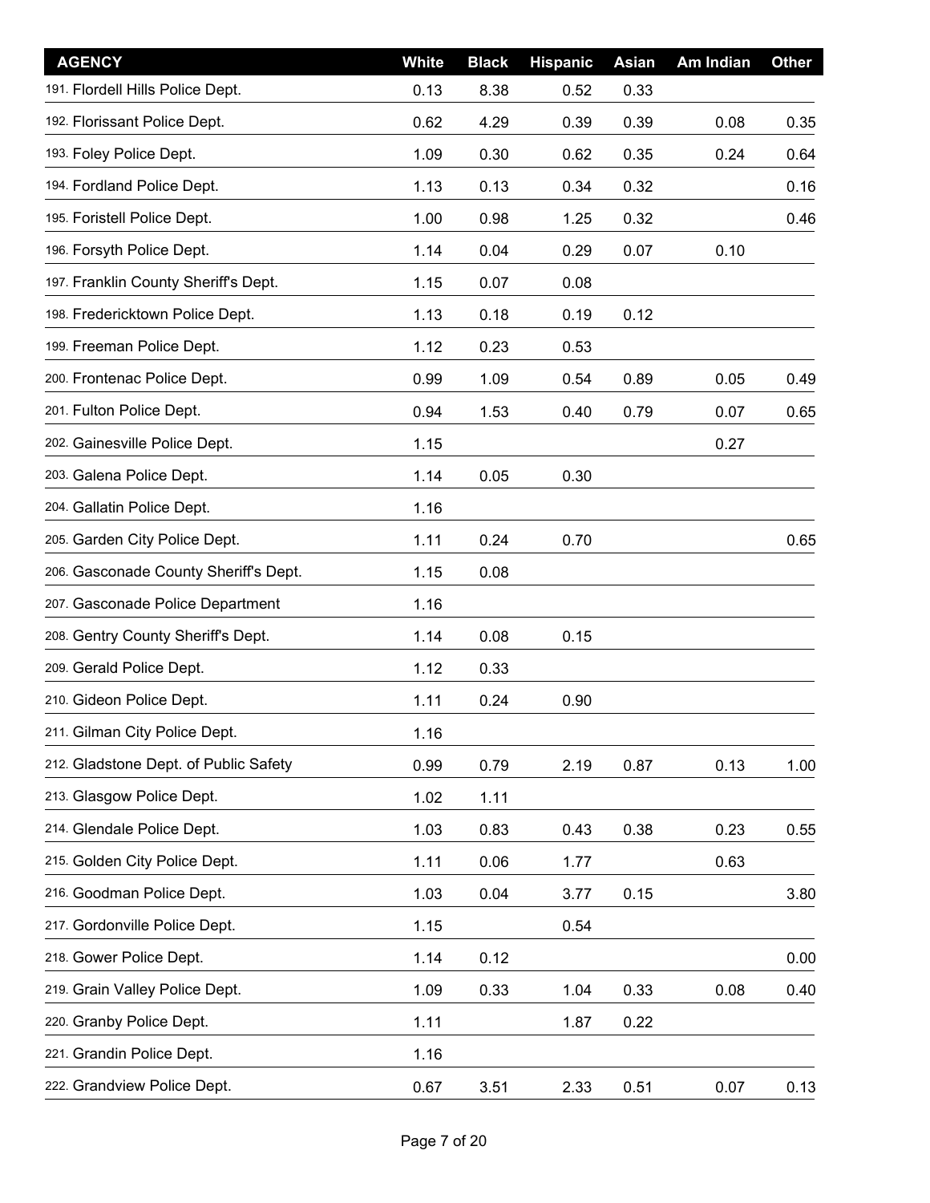| AGENCY | White | Black | Hispanic | Asian | Am Indian | Other |
|---|---|---|---|---|---|---|
| 191. Flordell Hills Police Dept. | 0.13 | 8.38 | 0.52 | 0.33 | | |
| 192. Florissant Police Dept. | 0.62 | 4.29 | 0.39 | 0.39 | 0.08 | 0.35 |
| 193. Foley Police Dept. | 1.09 | 0.30 | 0.62 | 0.35 | 0.24 | 0.64 |
| 194. Fordland Police Dept. | 1.13 | 0.13 | 0.34 | 0.32 | | 0.16 |
| 195. Foristell Police Dept. | 1.00 | 0.98 | 1.25 | 0.32 | | 0.46 |
| 196. Forsyth Police Dept. | 1.14 | 0.04 | 0.29 | 0.07 | 0.10 | |
| 197. Franklin County Sheriff's Dept. | 1.15 | 0.07 | 0.08 | | | |
| 198. Fredericktown Police Dept. | 1.13 | 0.18 | 0.19 | 0.12 | | |
| 199. Freeman Police Dept. | 1.12 | 0.23 | 0.53 | | | |
| 200. Frontenac Police Dept. | 0.99 | 1.09 | 0.54 | 0.89 | 0.05 | 0.49 |
| 201. Fulton Police Dept. | 0.94 | 1.53 | 0.40 | 0.79 | 0.07 | 0.65 |
| 202. Gainesville Police Dept. | 1.15 | | | | 0.27 | |
| 203. Galena Police Dept. | 1.14 | 0.05 | 0.30 | | | |
| 204. Gallatin Police Dept. | 1.16 | | | | | |
| 205. Garden City Police Dept. | 1.11 | 0.24 | 0.70 | | | 0.65 |
| 206. Gasconade County Sheriff's Dept. | 1.15 | 0.08 | | | | |
| 207. Gasconade Police Department | 1.16 | | | | | |
| 208. Gentry County Sheriff's Dept. | 1.14 | 0.08 | 0.15 | | | |
| 209. Gerald Police Dept. | 1.12 | 0.33 | | | | |
| 210. Gideon Police Dept. | 1.11 | 0.24 | 0.90 | | | |
| 211. Gilman City Police Dept. | 1.16 | | | | | |
| 212. Gladstone Dept. of Public Safety | 0.99 | 0.79 | 2.19 | 0.87 | 0.13 | 1.00 |
| 213. Glasgow Police Dept. | 1.02 | 1.11 | | | | |
| 214. Glendale Police Dept. | 1.03 | 0.83 | 0.43 | 0.38 | 0.23 | 0.55 |
| 215. Golden City Police Dept. | 1.11 | 0.06 | 1.77 | | 0.63 | |
| 216. Goodman Police Dept. | 1.03 | 0.04 | 3.77 | 0.15 | | 3.80 |
| 217. Gordonville Police Dept. | 1.15 | | 0.54 | | | |
| 218. Gower Police Dept. | 1.14 | 0.12 | | | | 0.00 |
| 219. Grain Valley Police Dept. | 1.09 | 0.33 | 1.04 | 0.33 | 0.08 | 0.40 |
| 220. Granby Police Dept. | 1.11 | | 1.87 | 0.22 | | |
| 221. Grandin Police Dept. | 1.16 | | | | | |
| 222. Grandview Police Dept. | 0.67 | 3.51 | 2.33 | 0.51 | 0.07 | 0.13 |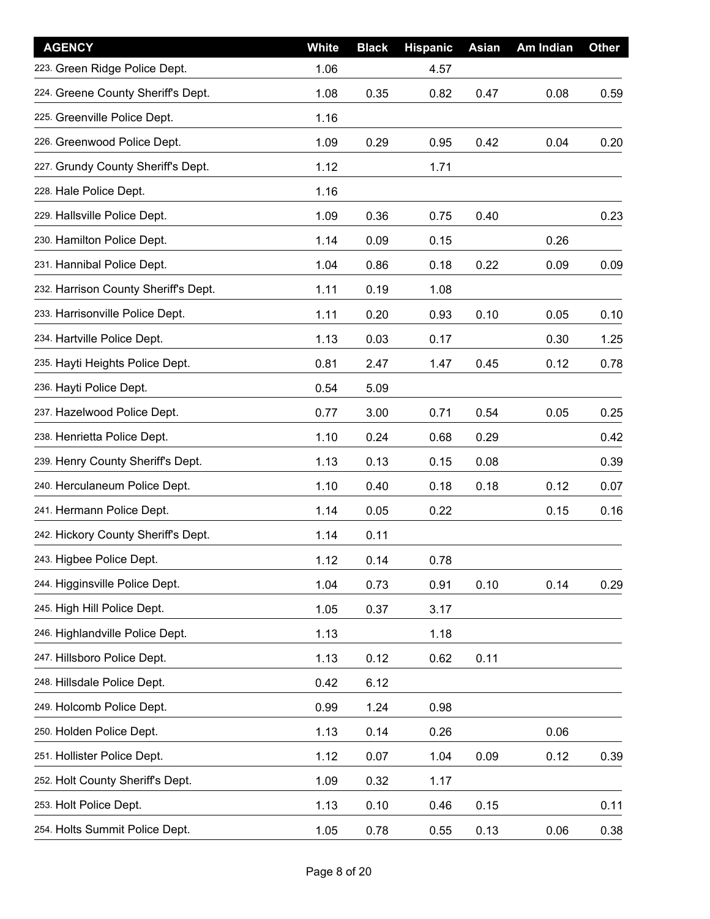| AGENCY | White | Black | Hispanic | Asian | Am Indian | Other |
|---|---|---|---|---|---|---|
| 223. Green Ridge Police Dept. | 1.06 | | 4.57 | | | |
| 224. Greene County Sheriff's Dept. | 1.08 | 0.35 | 0.82 | 0.47 | 0.08 | 0.59 |
| 225. Greenville Police Dept. | 1.16 | | | | | |
| 226. Greenwood Police Dept. | 1.09 | 0.29 | 0.95 | 0.42 | 0.04 | 0.20 |
| 227. Grundy County Sheriff's Dept. | 1.12 | | 1.71 | | | |
| 228. Hale Police Dept. | 1.16 | | | | | |
| 229. Hallsville Police Dept. | 1.09 | 0.36 | 0.75 | 0.40 | | 0.23 |
| 230. Hamilton Police Dept. | 1.14 | 0.09 | 0.15 | | 0.26 | |
| 231. Hannibal Police Dept. | 1.04 | 0.86 | 0.18 | 0.22 | 0.09 | 0.09 |
| 232. Harrison County Sheriff's Dept. | 1.11 | 0.19 | 1.08 | | | |
| 233. Harrisonville Police Dept. | 1.11 | 0.20 | 0.93 | 0.10 | 0.05 | 0.10 |
| 234. Hartville Police Dept. | 1.13 | 0.03 | 0.17 | | 0.30 | 1.25 |
| 235. Hayti Heights Police Dept. | 0.81 | 2.47 | 1.47 | 0.45 | 0.12 | 0.78 |
| 236. Hayti Police Dept. | 0.54 | 5.09 | | | | |
| 237. Hazelwood Police Dept. | 0.77 | 3.00 | 0.71 | 0.54 | 0.05 | 0.25 |
| 238. Henrietta Police Dept. | 1.10 | 0.24 | 0.68 | 0.29 | | 0.42 |
| 239. Henry County Sheriff's Dept. | 1.13 | 0.13 | 0.15 | 0.08 | | 0.39 |
| 240. Herculaneum Police Dept. | 1.10 | 0.40 | 0.18 | 0.18 | 0.12 | 0.07 |
| 241. Hermann Police Dept. | 1.14 | 0.05 | 0.22 | | 0.15 | 0.16 |
| 242. Hickory County Sheriff's Dept. | 1.14 | 0.11 | | | | |
| 243. Higbee Police Dept. | 1.12 | 0.14 | 0.78 | | | |
| 244. Higginsville Police Dept. | 1.04 | 0.73 | 0.91 | 0.10 | 0.14 | 0.29 |
| 245. High Hill Police Dept. | 1.05 | 0.37 | 3.17 | | | |
| 246. Highlandville Police Dept. | 1.13 | | 1.18 | | | |
| 247. Hillsboro Police Dept. | 1.13 | 0.12 | 0.62 | 0.11 | | |
| 248. Hillsdale Police Dept. | 0.42 | 6.12 | | | | |
| 249. Holcomb Police Dept. | 0.99 | 1.24 | 0.98 | | | |
| 250. Holden Police Dept. | 1.13 | 0.14 | 0.26 | | 0.06 | |
| 251. Hollister Police Dept. | 1.12 | 0.07 | 1.04 | 0.09 | 0.12 | 0.39 |
| 252. Holt County Sheriff's Dept. | 1.09 | 0.32 | 1.17 | | | |
| 253. Holt Police Dept. | 1.13 | 0.10 | 0.46 | 0.15 | | 0.11 |
| 254. Holts Summit Police Dept. | 1.05 | 0.78 | 0.55 | 0.13 | 0.06 | 0.38 |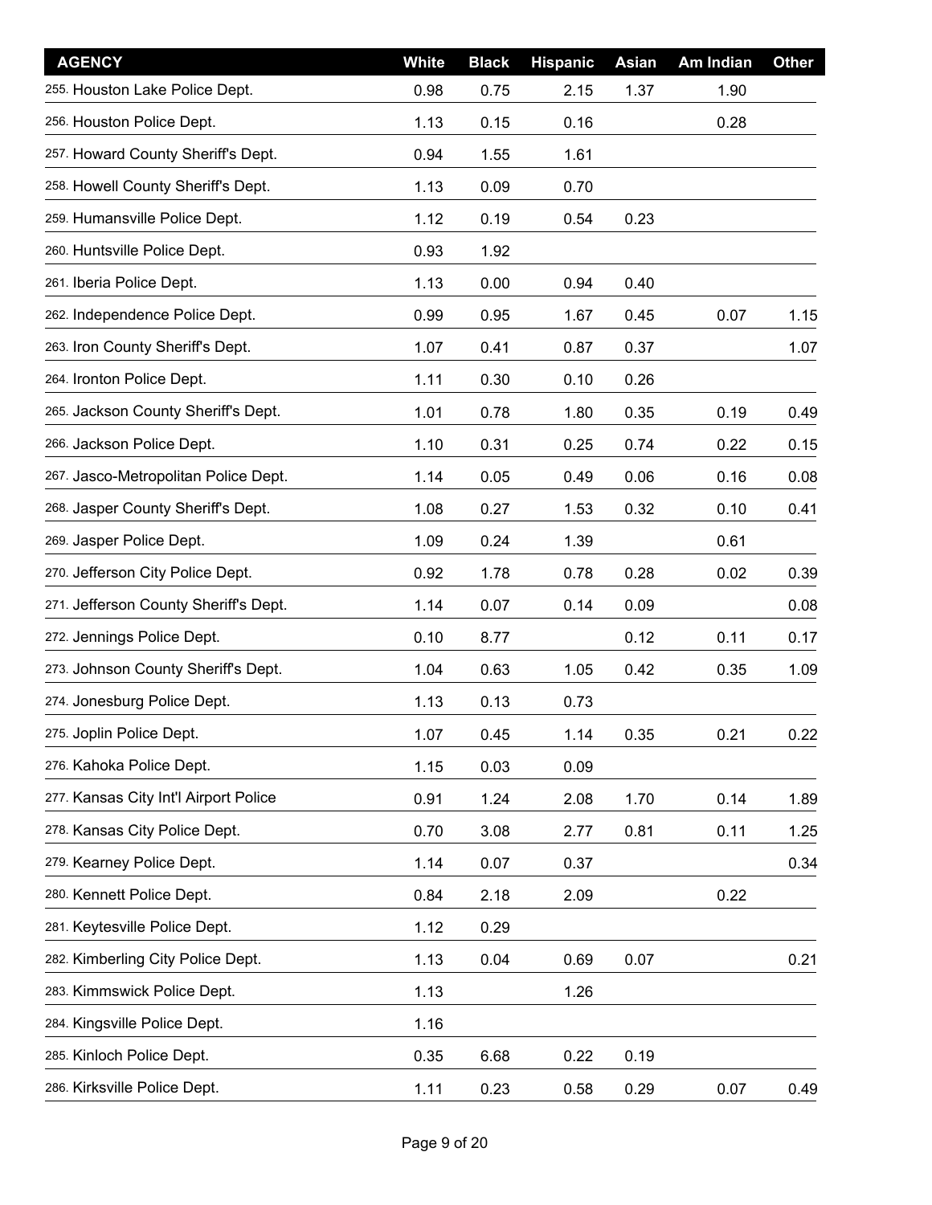| AGENCY | White | Black | Hispanic | Asian | Am Indian | Other |
|---|---|---|---|---|---|---|
| 255. Houston Lake Police Dept. | 0.98 | 0.75 | 2.15 | 1.37 | 1.90 | |
| 256. Houston Police Dept. | 1.13 | 0.15 | 0.16 | | 0.28 | |
| 257. Howard County Sheriff's Dept. | 0.94 | 1.55 | 1.61 | | | |
| 258. Howell County Sheriff's Dept. | 1.13 | 0.09 | 0.70 | | | |
| 259. Humansville Police Dept. | 1.12 | 0.19 | 0.54 | 0.23 | | |
| 260. Huntsville Police Dept. | 0.93 | 1.92 | | | | |
| 261. Iberia Police Dept. | 1.13 | 0.00 | 0.94 | 0.40 | | |
| 262. Independence Police Dept. | 0.99 | 0.95 | 1.67 | 0.45 | 0.07 | 1.15 |
| 263. Iron County Sheriff's Dept. | 1.07 | 0.41 | 0.87 | 0.37 | | 1.07 |
| 264. Ironton Police Dept. | 1.11 | 0.30 | 0.10 | 0.26 | | |
| 265. Jackson County Sheriff's Dept. | 1.01 | 0.78 | 1.80 | 0.35 | 0.19 | 0.49 |
| 266. Jackson Police Dept. | 1.10 | 0.31 | 0.25 | 0.74 | 0.22 | 0.15 |
| 267. Jasco-Metropolitan Police Dept. | 1.14 | 0.05 | 0.49 | 0.06 | 0.16 | 0.08 |
| 268. Jasper County Sheriff's Dept. | 1.08 | 0.27 | 1.53 | 0.32 | 0.10 | 0.41 |
| 269. Jasper Police Dept. | 1.09 | 0.24 | 1.39 | | 0.61 | |
| 270. Jefferson City Police Dept. | 0.92 | 1.78 | 0.78 | 0.28 | 0.02 | 0.39 |
| 271. Jefferson County Sheriff's Dept. | 1.14 | 0.07 | 0.14 | 0.09 | | 0.08 |
| 272. Jennings Police Dept. | 0.10 | 8.77 | | 0.12 | 0.11 | 0.17 |
| 273. Johnson County Sheriff's Dept. | 1.04 | 0.63 | 1.05 | 0.42 | 0.35 | 1.09 |
| 274. Jonesburg Police Dept. | 1.13 | 0.13 | 0.73 | | | |
| 275. Joplin Police Dept. | 1.07 | 0.45 | 1.14 | 0.35 | 0.21 | 0.22 |
| 276. Kahoka Police Dept. | 1.15 | 0.03 | 0.09 | | | |
| 277. Kansas City Int'l Airport Police | 0.91 | 1.24 | 2.08 | 1.70 | 0.14 | 1.89 |
| 278. Kansas City Police Dept. | 0.70 | 3.08 | 2.77 | 0.81 | 0.11 | 1.25 |
| 279. Kearney Police Dept. | 1.14 | 0.07 | 0.37 | | | 0.34 |
| 280. Kennett Police Dept. | 0.84 | 2.18 | 2.09 | | 0.22 | |
| 281. Keytesville Police Dept. | 1.12 | 0.29 | | | | |
| 282. Kimberling City Police Dept. | 1.13 | 0.04 | 0.69 | 0.07 | | 0.21 |
| 283. Kimmswick Police Dept. | 1.13 | | 1.26 | | | |
| 284. Kingsville Police Dept. | 1.16 | | | | | |
| 285. Kinloch Police Dept. | 0.35 | 6.68 | 0.22 | 0.19 | | |
| 286. Kirksville Police Dept. | 1.11 | 0.23 | 0.58 | 0.29 | 0.07 | 0.49 |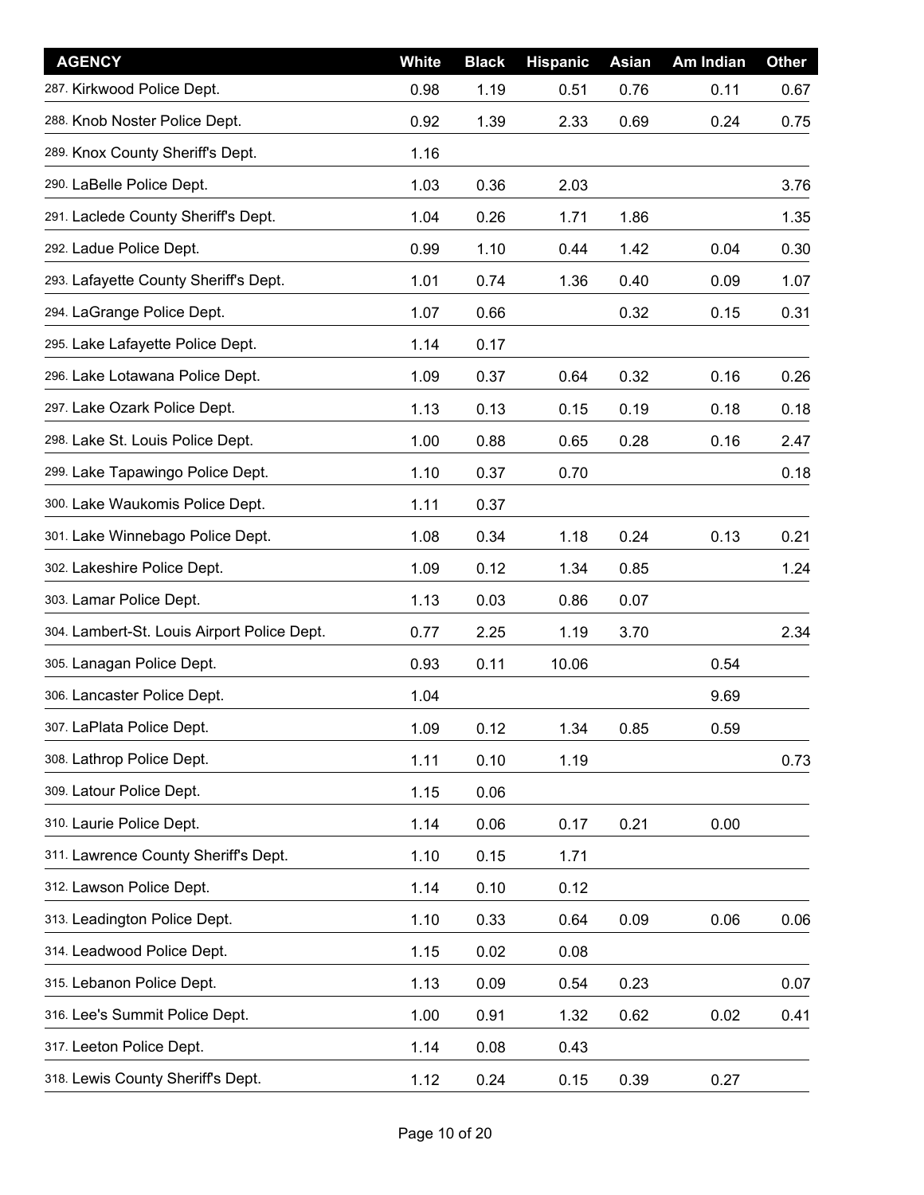| AGENCY | White | Black | Hispanic | Asian | Am Indian | Other |
|---|---|---|---|---|---|---|
| 287. Kirkwood Police Dept. | 0.98 | 1.19 | 0.51 | 0.76 | 0.11 | 0.67 |
| 288. Knob Noster Police Dept. | 0.92 | 1.39 | 2.33 | 0.69 | 0.24 | 0.75 |
| 289. Knox County Sheriff's Dept. | 1.16 | | | | | |
| 290. LaBelle Police Dept. | 1.03 | 0.36 | 2.03 | | | 3.76 |
| 291. Laclede County Sheriff's Dept. | 1.04 | 0.26 | 1.71 | 1.86 | | 1.35 |
| 292. Ladue Police Dept. | 0.99 | 1.10 | 0.44 | 1.42 | 0.04 | 0.30 |
| 293. Lafayette County Sheriff's Dept. | 1.01 | 0.74 | 1.36 | 0.40 | 0.09 | 1.07 |
| 294. LaGrange Police Dept. | 1.07 | 0.66 | | 0.32 | 0.15 | 0.31 |
| 295. Lake Lafayette Police Dept. | 1.14 | 0.17 | | | | |
| 296. Lake Lotawana Police Dept. | 1.09 | 0.37 | 0.64 | 0.32 | 0.16 | 0.26 |
| 297. Lake Ozark Police Dept. | 1.13 | 0.13 | 0.15 | 0.19 | 0.18 | 0.18 |
| 298. Lake St. Louis Police Dept. | 1.00 | 0.88 | 0.65 | 0.28 | 0.16 | 2.47 |
| 299. Lake Tapawingo Police Dept. | 1.10 | 0.37 | 0.70 | | | 0.18 |
| 300. Lake Waukomis Police Dept. | 1.11 | 0.37 | | | | |
| 301. Lake Winnebago Police Dept. | 1.08 | 0.34 | 1.18 | 0.24 | 0.13 | 0.21 |
| 302. Lakeshire Police Dept. | 1.09 | 0.12 | 1.34 | 0.85 | | 1.24 |
| 303. Lamar Police Dept. | 1.13 | 0.03 | 0.86 | 0.07 | | |
| 304. Lambert-St. Louis Airport Police Dept. | 0.77 | 2.25 | 1.19 | 3.70 | | 2.34 |
| 305. Lanagan Police Dept. | 0.93 | 0.11 | 10.06 | | 0.54 | |
| 306. Lancaster Police Dept. | 1.04 | | | | 9.69 | |
| 307. LaPlata Police Dept. | 1.09 | 0.12 | 1.34 | 0.85 | 0.59 | |
| 308. Lathrop Police Dept. | 1.11 | 0.10 | 1.19 | | | 0.73 |
| 309. Latour Police Dept. | 1.15 | 0.06 | | | | |
| 310. Laurie Police Dept. | 1.14 | 0.06 | 0.17 | 0.21 | 0.00 | |
| 311. Lawrence County Sheriff's Dept. | 1.10 | 0.15 | 1.71 | | | |
| 312. Lawson Police Dept. | 1.14 | 0.10 | 0.12 | | | |
| 313. Leadington Police Dept. | 1.10 | 0.33 | 0.64 | 0.09 | 0.06 | 0.06 |
| 314. Leadwood Police Dept. | 1.15 | 0.02 | 0.08 | | | |
| 315. Lebanon Police Dept. | 1.13 | 0.09 | 0.54 | 0.23 | | 0.07 |
| 316. Lee's Summit Police Dept. | 1.00 | 0.91 | 1.32 | 0.62 | 0.02 | 0.41 |
| 317. Leeton Police Dept. | 1.14 | 0.08 | 0.43 | | | |
| 318. Lewis County Sheriff's Dept. | 1.12 | 0.24 | 0.15 | 0.39 | 0.27 | |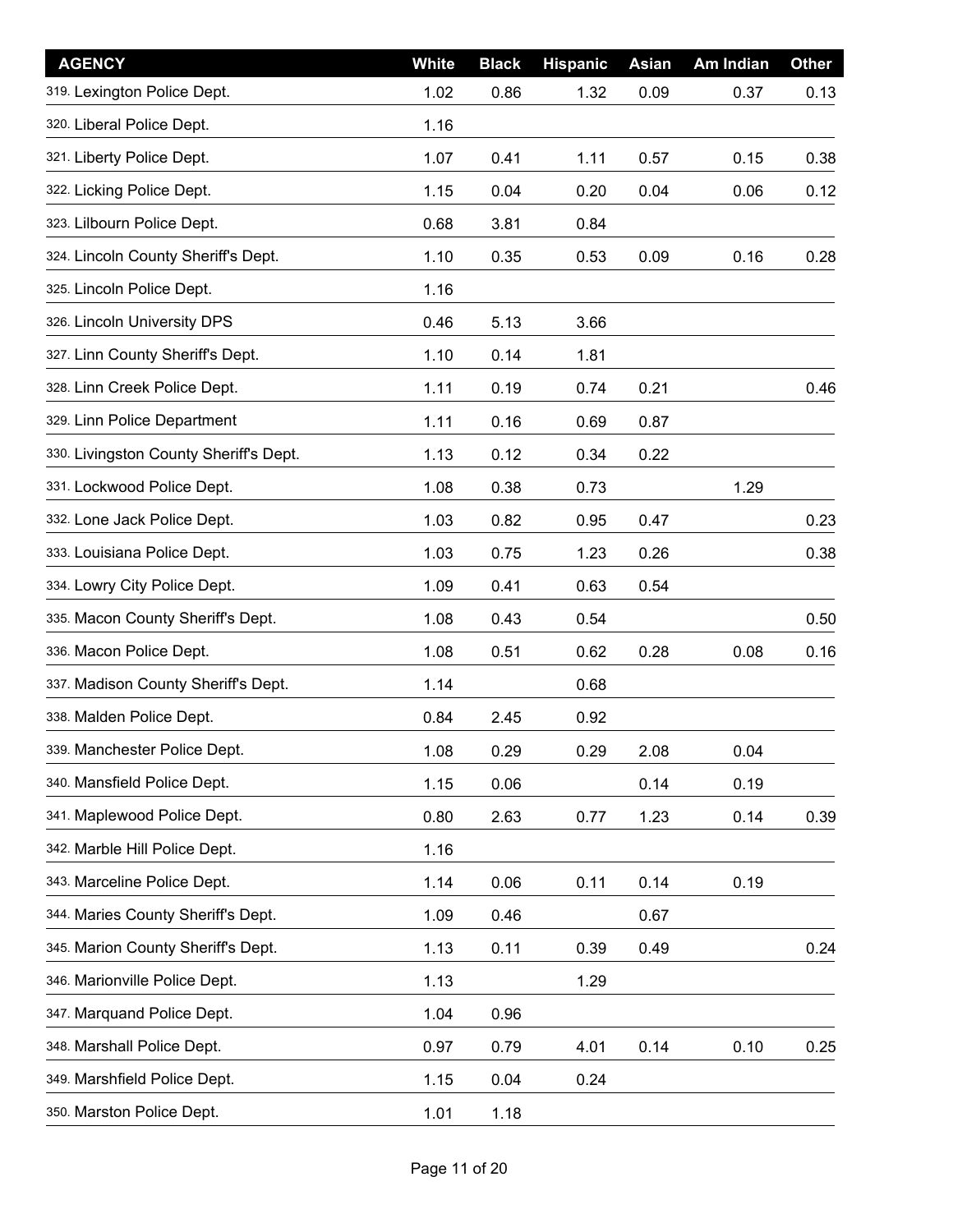| AGENCY | White | Black | Hispanic | Asian | Am Indian | Other |
|---|---|---|---|---|---|---|
| 319. Lexington Police Dept. | 1.02 | 0.86 | 1.32 | 0.09 | 0.37 | 0.13 |
| 320. Liberal Police Dept. | 1.16 | | | | | |
| 321. Liberty Police Dept. | 1.07 | 0.41 | 1.11 | 0.57 | 0.15 | 0.38 |
| 322. Licking Police Dept. | 1.15 | 0.04 | 0.20 | 0.04 | 0.06 | 0.12 |
| 323. Lilbourn Police Dept. | 0.68 | 3.81 | 0.84 | | | |
| 324. Lincoln County Sheriff's Dept. | 1.10 | 0.35 | 0.53 | 0.09 | 0.16 | 0.28 |
| 325. Lincoln Police Dept. | 1.16 | | | | | |
| 326. Lincoln University DPS | 0.46 | 5.13 | 3.66 | | | |
| 327. Linn County Sheriff's Dept. | 1.10 | 0.14 | 1.81 | | | |
| 328. Linn Creek Police Dept. | 1.11 | 0.19 | 0.74 | 0.21 | | 0.46 |
| 329. Linn Police Department | 1.11 | 0.16 | 0.69 | 0.87 | | |
| 330. Livingston County Sheriff's Dept. | 1.13 | 0.12 | 0.34 | 0.22 | | |
| 331. Lockwood Police Dept. | 1.08 | 0.38 | 0.73 | | 1.29 | |
| 332. Lone Jack Police Dept. | 1.03 | 0.82 | 0.95 | 0.47 | | 0.23 |
| 333. Louisiana Police Dept. | 1.03 | 0.75 | 1.23 | 0.26 | | 0.38 |
| 334. Lowry City Police Dept. | 1.09 | 0.41 | 0.63 | 0.54 | | |
| 335. Macon County Sheriff's Dept. | 1.08 | 0.43 | 0.54 | | | 0.50 |
| 336. Macon Police Dept. | 1.08 | 0.51 | 0.62 | 0.28 | 0.08 | 0.16 |
| 337. Madison County Sheriff's Dept. | 1.14 | | 0.68 | | | |
| 338. Malden Police Dept. | 0.84 | 2.45 | 0.92 | | | |
| 339. Manchester Police Dept. | 1.08 | 0.29 | 0.29 | 2.08 | 0.04 | |
| 340. Mansfield Police Dept. | 1.15 | 0.06 | | 0.14 | 0.19 | |
| 341. Maplewood Police Dept. | 0.80 | 2.63 | 0.77 | 1.23 | 0.14 | 0.39 |
| 342. Marble Hill Police Dept. | 1.16 | | | | | |
| 343. Marceline Police Dept. | 1.14 | 0.06 | 0.11 | 0.14 | 0.19 | |
| 344. Maries County Sheriff's Dept. | 1.09 | 0.46 | | 0.67 | | |
| 345. Marion County Sheriff's Dept. | 1.13 | 0.11 | 0.39 | 0.49 | | 0.24 |
| 346. Marionville Police Dept. | 1.13 | | 1.29 | | | |
| 347. Marquand Police Dept. | 1.04 | 0.96 | | | | |
| 348. Marshall Police Dept. | 0.97 | 0.79 | 4.01 | 0.14 | 0.10 | 0.25 |
| 349. Marshfield Police Dept. | 1.15 | 0.04 | 0.24 | | | |
| 350. Marston Police Dept. | 1.01 | 1.18 | | | | |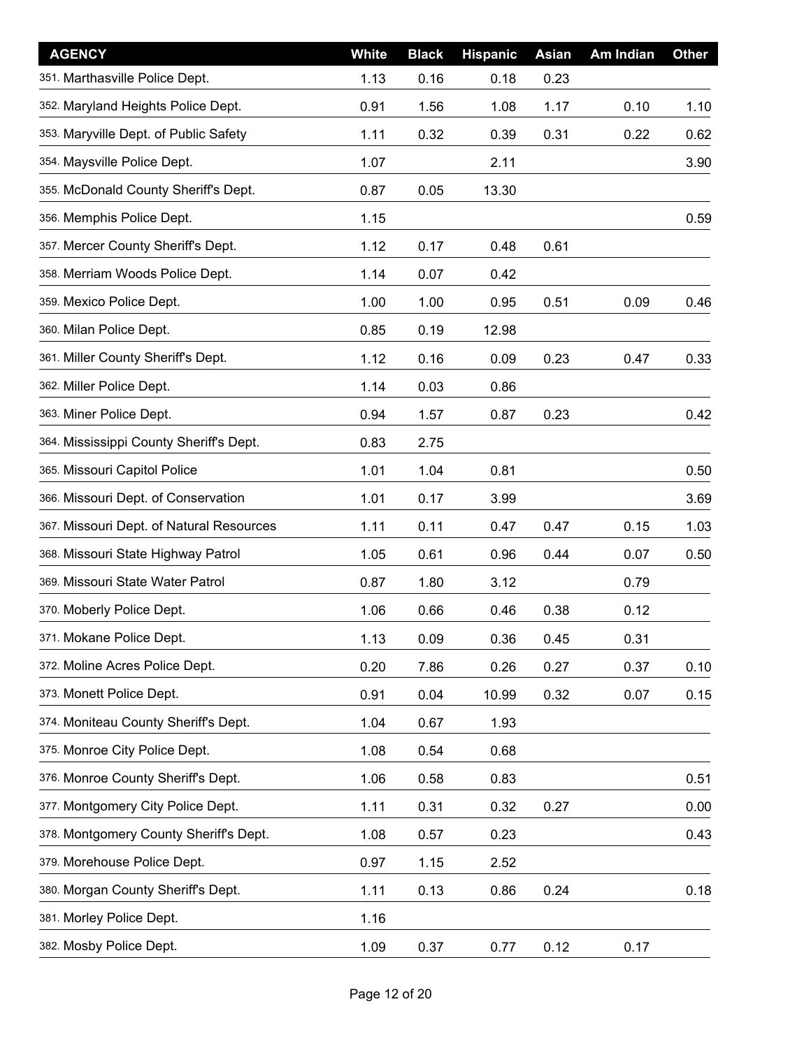| AGENCY | White | Black | Hispanic | Asian | Am Indian | Other |
|---|---|---|---|---|---|---|
| 351. Marthasville Police Dept. | 1.13 | 0.16 | 0.18 | 0.23 | | |
| 352. Maryland Heights Police Dept. | 0.91 | 1.56 | 1.08 | 1.17 | 0.10 | 1.10 |
| 353. Maryville Dept. of Public Safety | 1.11 | 0.32 | 0.39 | 0.31 | 0.22 | 0.62 |
| 354. Maysville Police Dept. | 1.07 | | 2.11 | | | 3.90 |
| 355. McDonald County Sheriff's Dept. | 0.87 | 0.05 | 13.30 | | | |
| 356. Memphis Police Dept. | 1.15 | | | | | 0.59 |
| 357. Mercer County Sheriff's Dept. | 1.12 | 0.17 | 0.48 | 0.61 | | |
| 358. Merriam Woods Police Dept. | 1.14 | 0.07 | 0.42 | | | |
| 359. Mexico Police Dept. | 1.00 | 1.00 | 0.95 | 0.51 | 0.09 | 0.46 |
| 360. Milan Police Dept. | 0.85 | 0.19 | 12.98 | | | |
| 361. Miller County Sheriff's Dept. | 1.12 | 0.16 | 0.09 | 0.23 | 0.47 | 0.33 |
| 362. Miller Police Dept. | 1.14 | 0.03 | 0.86 | | | |
| 363. Miner Police Dept. | 0.94 | 1.57 | 0.87 | 0.23 | | 0.42 |
| 364. Mississippi County Sheriff's Dept. | 0.83 | 2.75 | | | | |
| 365. Missouri Capitol Police | 1.01 | 1.04 | 0.81 | | | 0.50 |
| 366. Missouri Dept. of Conservation | 1.01 | 0.17 | 3.99 | | | 3.69 |
| 367. Missouri Dept. of Natural Resources | 1.11 | 0.11 | 0.47 | 0.47 | 0.15 | 1.03 |
| 368. Missouri State Highway Patrol | 1.05 | 0.61 | 0.96 | 0.44 | 0.07 | 0.50 |
| 369. Missouri State Water Patrol | 0.87 | 1.80 | 3.12 | | 0.79 | |
| 370. Moberly Police Dept. | 1.06 | 0.66 | 0.46 | 0.38 | 0.12 | |
| 371. Mokane Police Dept. | 1.13 | 0.09 | 0.36 | 0.45 | 0.31 | |
| 372. Moline Acres Police Dept. | 0.20 | 7.86 | 0.26 | 0.27 | 0.37 | 0.10 |
| 373. Monett Police Dept. | 0.91 | 0.04 | 10.99 | 0.32 | 0.07 | 0.15 |
| 374. Moniteau County Sheriff's Dept. | 1.04 | 0.67 | 1.93 | | | |
| 375. Monroe City Police Dept. | 1.08 | 0.54 | 0.68 | | | |
| 376. Monroe County Sheriff's Dept. | 1.06 | 0.58 | 0.83 | | | 0.51 |
| 377. Montgomery City Police Dept. | 1.11 | 0.31 | 0.32 | 0.27 | | 0.00 |
| 378. Montgomery County Sheriff's Dept. | 1.08 | 0.57 | 0.23 | | | 0.43 |
| 379. Morehouse Police Dept. | 0.97 | 1.15 | 2.52 | | | |
| 380. Morgan County Sheriff's Dept. | 1.11 | 0.13 | 0.86 | 0.24 | | 0.18 |
| 381. Morley Police Dept. | 1.16 | | | | | |
| 382. Mosby Police Dept. | 1.09 | 0.37 | 0.77 | 0.12 | 0.17 | |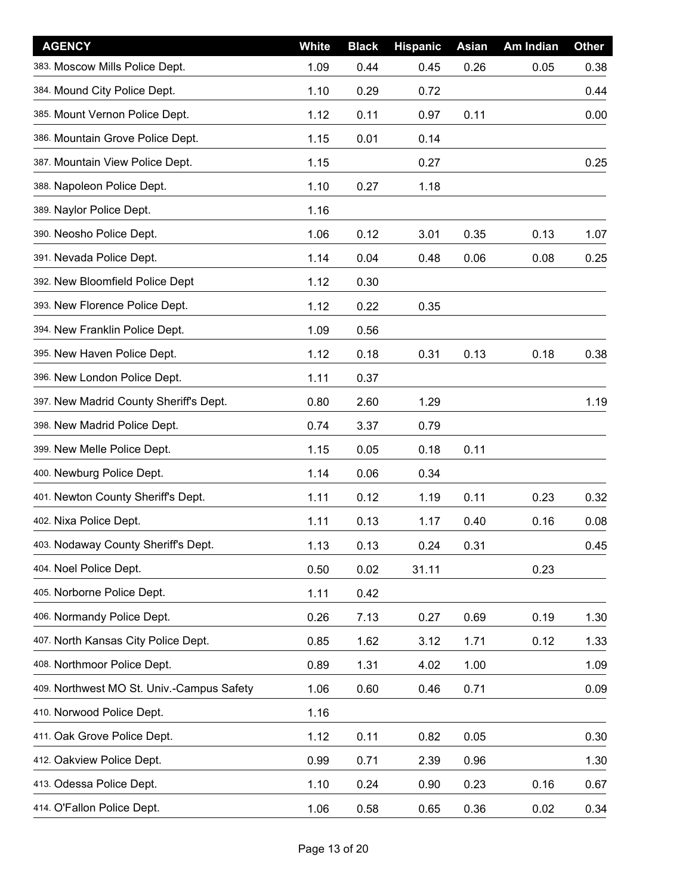| AGENCY | White | Black | Hispanic | Asian | Am Indian | Other |
|---|---|---|---|---|---|---|
| 383. Moscow Mills Police Dept. | 1.09 | 0.44 | 0.45 | 0.26 | 0.05 | 0.38 |
| 384. Mound City Police Dept. | 1.10 | 0.29 | 0.72 | | | 0.44 |
| 385. Mount Vernon Police Dept. | 1.12 | 0.11 | 0.97 | 0.11 | | 0.00 |
| 386. Mountain Grove Police Dept. | 1.15 | 0.01 | 0.14 | | | |
| 387. Mountain View Police Dept. | 1.15 | | 0.27 | | | 0.25 |
| 388. Napoleon Police Dept. | 1.10 | 0.27 | 1.18 | | | |
| 389. Naylor Police Dept. | 1.16 | | | | | |
| 390. Neosho Police Dept. | 1.06 | 0.12 | 3.01 | 0.35 | 0.13 | 1.07 |
| 391. Nevada Police Dept. | 1.14 | 0.04 | 0.48 | 0.06 | 0.08 | 0.25 |
| 392. New Bloomfield Police Dept | 1.12 | 0.30 | | | | |
| 393. New Florence Police Dept. | 1.12 | 0.22 | 0.35 | | | |
| 394. New Franklin Police Dept. | 1.09 | 0.56 | | | | |
| 395. New Haven Police Dept. | 1.12 | 0.18 | 0.31 | 0.13 | 0.18 | 0.38 |
| 396. New London Police Dept. | 1.11 | 0.37 | | | | |
| 397. New Madrid County Sheriff's Dept. | 0.80 | 2.60 | 1.29 | | | 1.19 |
| 398. New Madrid Police Dept. | 0.74 | 3.37 | 0.79 | | | |
| 399. New Melle Police Dept. | 1.15 | 0.05 | 0.18 | 0.11 | | |
| 400. Newburg Police Dept. | 1.14 | 0.06 | 0.34 | | | |
| 401. Newton County Sheriff's Dept. | 1.11 | 0.12 | 1.19 | 0.11 | 0.23 | 0.32 |
| 402. Nixa Police Dept. | 1.11 | 0.13 | 1.17 | 0.40 | 0.16 | 0.08 |
| 403. Nodaway County Sheriff's Dept. | 1.13 | 0.13 | 0.24 | 0.31 | | 0.45 |
| 404. Noel Police Dept. | 0.50 | 0.02 | 31.11 | | 0.23 | |
| 405. Norborne Police Dept. | 1.11 | 0.42 | | | | |
| 406. Normandy Police Dept. | 0.26 | 7.13 | 0.27 | 0.69 | 0.19 | 1.30 |
| 407. North Kansas City Police Dept. | 0.85 | 1.62 | 3.12 | 1.71 | 0.12 | 1.33 |
| 408. Northmoor Police Dept. | 0.89 | 1.31 | 4.02 | 1.00 | | 1.09 |
| 409. Northwest MO St. Univ.-Campus Safety | 1.06 | 0.60 | 0.46 | 0.71 | | 0.09 |
| 410. Norwood Police Dept. | 1.16 | | | | | |
| 411. Oak Grove Police Dept. | 1.12 | 0.11 | 0.82 | 0.05 | | 0.30 |
| 412. Oakview Police Dept. | 0.99 | 0.71 | 2.39 | 0.96 | | 1.30 |
| 413. Odessa Police Dept. | 1.10 | 0.24 | 0.90 | 0.23 | 0.16 | 0.67 |
| 414. O'Fallon Police Dept. | 1.06 | 0.58 | 0.65 | 0.36 | 0.02 | 0.34 |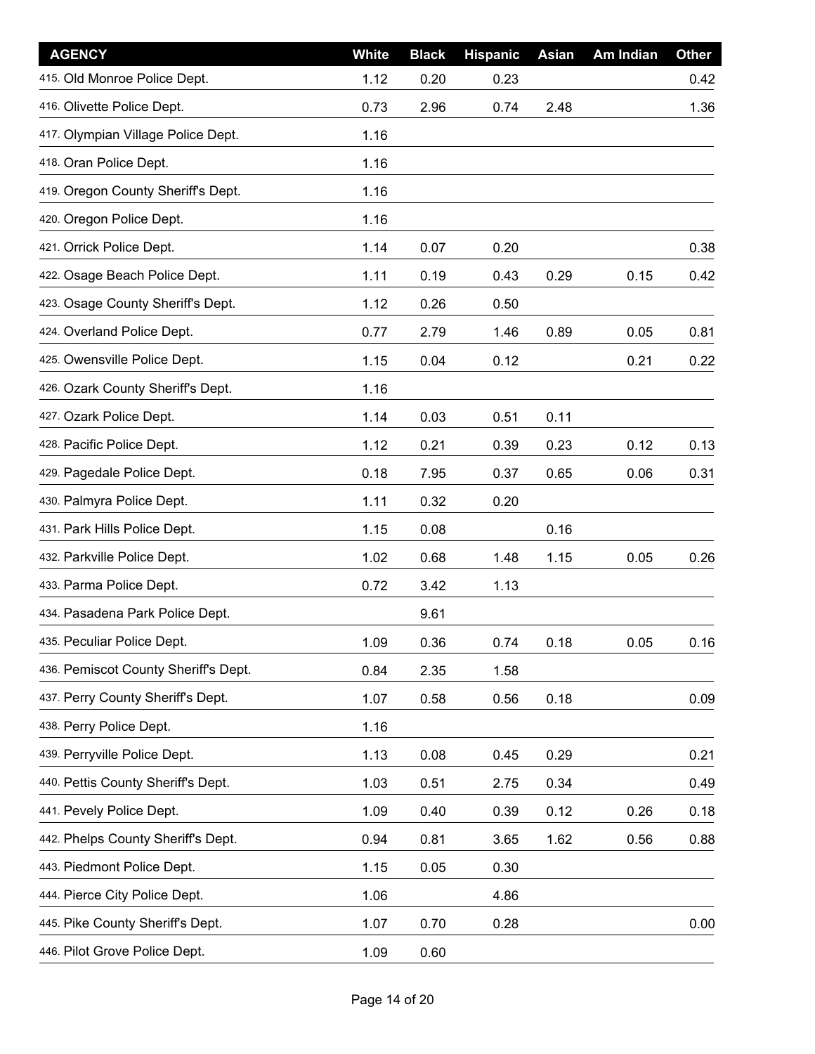| AGENCY | White | Black | Hispanic | Asian | Am Indian | Other |
|---|---|---|---|---|---|---|
| 415. Old Monroe Police Dept. | 1.12 | 0.20 | 0.23 | | | 0.42 |
| 416. Olivette Police Dept. | 0.73 | 2.96 | 0.74 | 2.48 | | 1.36 |
| 417. Olympian Village Police Dept. | 1.16 | | | | | |
| 418. Oran Police Dept. | 1.16 | | | | | |
| 419. Oregon County Sheriff's Dept. | 1.16 | | | | | |
| 420. Oregon Police Dept. | 1.16 | | | | | |
| 421. Orrick Police Dept. | 1.14 | 0.07 | 0.20 | | | 0.38 |
| 422. Osage Beach Police Dept. | 1.11 | 0.19 | 0.43 | 0.29 | 0.15 | 0.42 |
| 423. Osage County Sheriff's Dept. | 1.12 | 0.26 | 0.50 | | | |
| 424. Overland Police Dept. | 0.77 | 2.79 | 1.46 | 0.89 | 0.05 | 0.81 |
| 425. Owensville Police Dept. | 1.15 | 0.04 | 0.12 | | 0.21 | 0.22 |
| 426. Ozark County Sheriff's Dept. | 1.16 | | | | | |
| 427. Ozark Police Dept. | 1.14 | 0.03 | 0.51 | 0.11 | | |
| 428. Pacific Police Dept. | 1.12 | 0.21 | 0.39 | 0.23 | 0.12 | 0.13 |
| 429. Pagedale Police Dept. | 0.18 | 7.95 | 0.37 | 0.65 | 0.06 | 0.31 |
| 430. Palmyra Police Dept. | 1.11 | 0.32 | 0.20 | | | |
| 431. Park Hills Police Dept. | 1.15 | 0.08 | | 0.16 | | |
| 432. Parkville Police Dept. | 1.02 | 0.68 | 1.48 | 1.15 | 0.05 | 0.26 |
| 433. Parma Police Dept. | 0.72 | 3.42 | 1.13 | | | |
| 434. Pasadena Park Police Dept. | | 9.61 | | | | |
| 435. Peculiar Police Dept. | 1.09 | 0.36 | 0.74 | 0.18 | 0.05 | 0.16 |
| 436. Pemiscot County Sheriff's Dept. | 0.84 | 2.35 | 1.58 | | | |
| 437. Perry County Sheriff's Dept. | 1.07 | 0.58 | 0.56 | 0.18 | | 0.09 |
| 438. Perry Police Dept. | 1.16 | | | | | |
| 439. Perryville Police Dept. | 1.13 | 0.08 | 0.45 | 0.29 | | 0.21 |
| 440. Pettis County Sheriff's Dept. | 1.03 | 0.51 | 2.75 | 0.34 | | 0.49 |
| 441. Pevely Police Dept. | 1.09 | 0.40 | 0.39 | 0.12 | 0.26 | 0.18 |
| 442. Phelps County Sheriff's Dept. | 0.94 | 0.81 | 3.65 | 1.62 | 0.56 | 0.88 |
| 443. Piedmont Police Dept. | 1.15 | 0.05 | 0.30 | | | |
| 444. Pierce City Police Dept. | 1.06 | | 4.86 | | | |
| 445. Pike County Sheriff's Dept. | 1.07 | 0.70 | 0.28 | | | 0.00 |
| 446. Pilot Grove Police Dept. | 1.09 | 0.60 | | | | |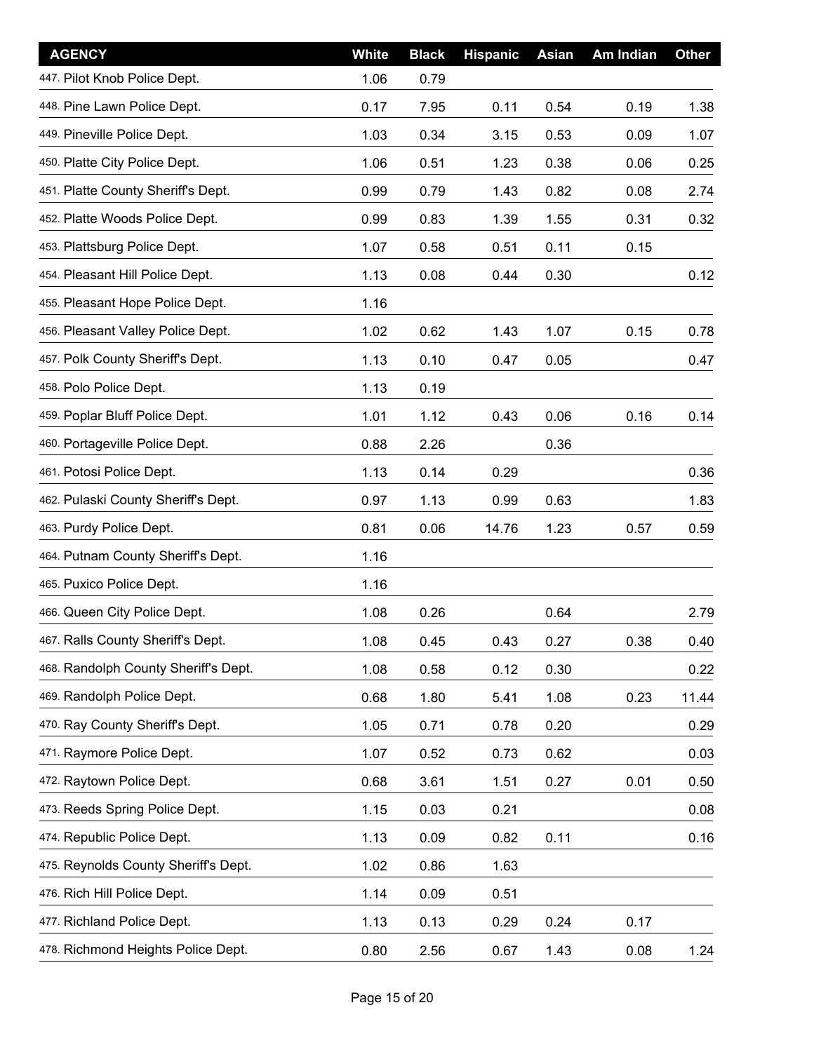| AGENCY | White | Black | Hispanic | Asian | Am Indian | Other |
|---|---|---|---|---|---|---|
| 447. Pilot Knob Police Dept. | 1.06 | 0.79 | | | | |
| 448. Pine Lawn Police Dept. | 0.17 | 7.95 | 0.11 | 0.54 | 0.19 | 1.38 |
| 449. Pineville Police Dept. | 1.03 | 0.34 | 3.15 | 0.53 | 0.09 | 1.07 |
| 450. Platte City Police Dept. | 1.06 | 0.51 | 1.23 | 0.38 | 0.06 | 0.25 |
| 451. Platte County Sheriff's Dept. | 0.99 | 0.79 | 1.43 | 0.82 | 0.08 | 2.74 |
| 452. Platte Woods Police Dept. | 0.99 | 0.83 | 1.39 | 1.55 | 0.31 | 0.32 |
| 453. Plattsburg Police Dept. | 1.07 | 0.58 | 0.51 | 0.11 | 0.15 | |
| 454. Pleasant Hill Police Dept. | 1.13 | 0.08 | 0.44 | 0.30 | | 0.12 |
| 455. Pleasant Hope Police Dept. | 1.16 | | | | | |
| 456. Pleasant Valley Police Dept. | 1.02 | 0.62 | 1.43 | 1.07 | 0.15 | 0.78 |
| 457. Polk County Sheriff's Dept. | 1.13 | 0.10 | 0.47 | 0.05 | | 0.47 |
| 458. Polo Police Dept. | 1.13 | 0.19 | | | | |
| 459. Poplar Bluff Police Dept. | 1.01 | 1.12 | 0.43 | 0.06 | 0.16 | 0.14 |
| 460. Portageville Police Dept. | 0.88 | 2.26 | | 0.36 | | |
| 461. Potosi Police Dept. | 1.13 | 0.14 | 0.29 | | | 0.36 |
| 462. Pulaski County Sheriff's Dept. | 0.97 | 1.13 | 0.99 | 0.63 | | 1.83 |
| 463. Purdy Police Dept. | 0.81 | 0.06 | 14.76 | 1.23 | 0.57 | 0.59 |
| 464. Putnam County Sheriff's Dept. | 1.16 | | | | | |
| 465. Puxico Police Dept. | 1.16 | | | | | |
| 466. Queen City Police Dept. | 1.08 | 0.26 | | 0.64 | | 2.79 |
| 467. Ralls County Sheriff's Dept. | 1.08 | 0.45 | 0.43 | 0.27 | 0.38 | 0.40 |
| 468. Randolph County Sheriff's Dept. | 1.08 | 0.58 | 0.12 | 0.30 | | 0.22 |
| 469. Randolph Police Dept. | 0.68 | 1.80 | 5.41 | 1.08 | 0.23 | 11.44 |
| 470. Ray County Sheriff's Dept. | 1.05 | 0.71 | 0.78 | 0.20 | | 0.29 |
| 471. Raymore Police Dept. | 1.07 | 0.52 | 0.73 | 0.62 | | 0.03 |
| 472. Raytown Police Dept. | 0.68 | 3.61 | 1.51 | 0.27 | 0.01 | 0.50 |
| 473. Reeds Spring Police Dept. | 1.15 | 0.03 | 0.21 | | | 0.08 |
| 474. Republic Police Dept. | 1.13 | 0.09 | 0.82 | 0.11 | | 0.16 |
| 475. Reynolds County Sheriff's Dept. | 1.02 | 0.86 | 1.63 | | | |
| 476. Rich Hill Police Dept. | 1.14 | 0.09 | 0.51 | | | |
| 477. Richland Police Dept. | 1.13 | 0.13 | 0.29 | 0.24 | 0.17 | |
| 478. Richmond Heights Police Dept. | 0.80 | 2.56 | 0.67 | 1.43 | 0.08 | 1.24 |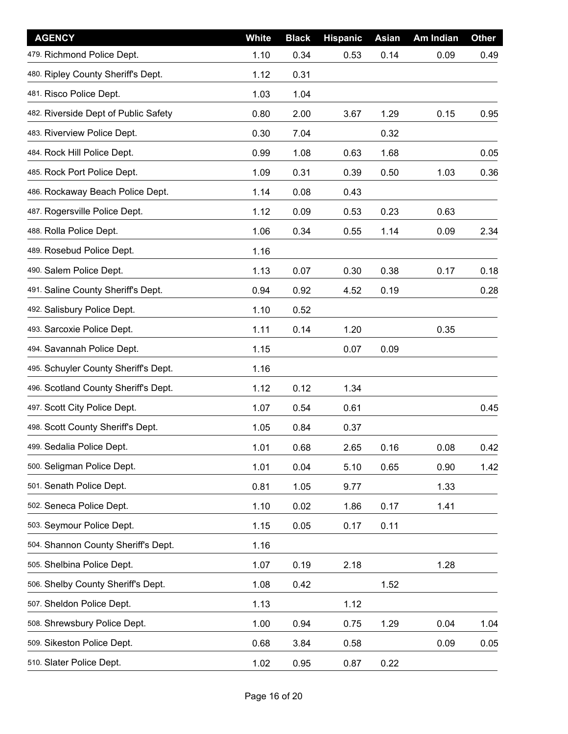| AGENCY | White | Black | Hispanic | Asian | Am Indian | Other |
|---|---|---|---|---|---|---|
| 479. Richmond Police Dept. | 1.10 | 0.34 | 0.53 | 0.14 | 0.09 | 0.49 |
| 480. Ripley County Sheriff's Dept. | 1.12 | 0.31 | | | | |
| 481. Risco Police Dept. | 1.03 | 1.04 | | | | |
| 482. Riverside Dept of Public Safety | 0.80 | 2.00 | 3.67 | 1.29 | 0.15 | 0.95 |
| 483. Riverview Police Dept. | 0.30 | 7.04 | | 0.32 | | |
| 484. Rock Hill Police Dept. | 0.99 | 1.08 | 0.63 | 1.68 | | 0.05 |
| 485. Rock Port Police Dept. | 1.09 | 0.31 | 0.39 | 0.50 | 1.03 | 0.36 |
| 486. Rockaway Beach Police Dept. | 1.14 | 0.08 | 0.43 | | | |
| 487. Rogersville Police Dept. | 1.12 | 0.09 | 0.53 | 0.23 | 0.63 | |
| 488. Rolla Police Dept. | 1.06 | 0.34 | 0.55 | 1.14 | 0.09 | 2.34 |
| 489. Rosebud Police Dept. | 1.16 | | | | | |
| 490. Salem Police Dept. | 1.13 | 0.07 | 0.30 | 0.38 | 0.17 | 0.18 |
| 491. Saline County Sheriff's Dept. | 0.94 | 0.92 | 4.52 | 0.19 | | 0.28 |
| 492. Salisbury Police Dept. | 1.10 | 0.52 | | | | |
| 493. Sarcoxie Police Dept. | 1.11 | 0.14 | 1.20 | | 0.35 | |
| 494. Savannah Police Dept. | 1.15 | | 0.07 | 0.09 | | |
| 495. Schuyler County Sheriff's Dept. | 1.16 | | | | | |
| 496. Scotland County Sheriff's Dept. | 1.12 | 0.12 | 1.34 | | | |
| 497. Scott City Police Dept. | 1.07 | 0.54 | 0.61 | | | 0.45 |
| 498. Scott County Sheriff's Dept. | 1.05 | 0.84 | 0.37 | | | |
| 499. Sedalia Police Dept. | 1.01 | 0.68 | 2.65 | 0.16 | 0.08 | 0.42 |
| 500. Seligman Police Dept. | 1.01 | 0.04 | 5.10 | 0.65 | 0.90 | 1.42 |
| 501. Senath Police Dept. | 0.81 | 1.05 | 9.77 | | 1.33 | |
| 502. Seneca Police Dept. | 1.10 | 0.02 | 1.86 | 0.17 | 1.41 | |
| 503. Seymour Police Dept. | 1.15 | 0.05 | 0.17 | 0.11 | | |
| 504. Shannon County Sheriff's Dept. | 1.16 | | | | | |
| 505. Shelbina Police Dept. | 1.07 | 0.19 | 2.18 | | 1.28 | |
| 506. Shelby County Sheriff's Dept. | 1.08 | 0.42 | | 1.52 | | |
| 507. Sheldon Police Dept. | 1.13 | | 1.12 | | | |
| 508. Shrewsbury Police Dept. | 1.00 | 0.94 | 0.75 | 1.29 | 0.04 | 1.04 |
| 509. Sikeston Police Dept. | 0.68 | 3.84 | 0.58 | | 0.09 | 0.05 |
| 510. Slater Police Dept. | 1.02 | 0.95 | 0.87 | 0.22 | | |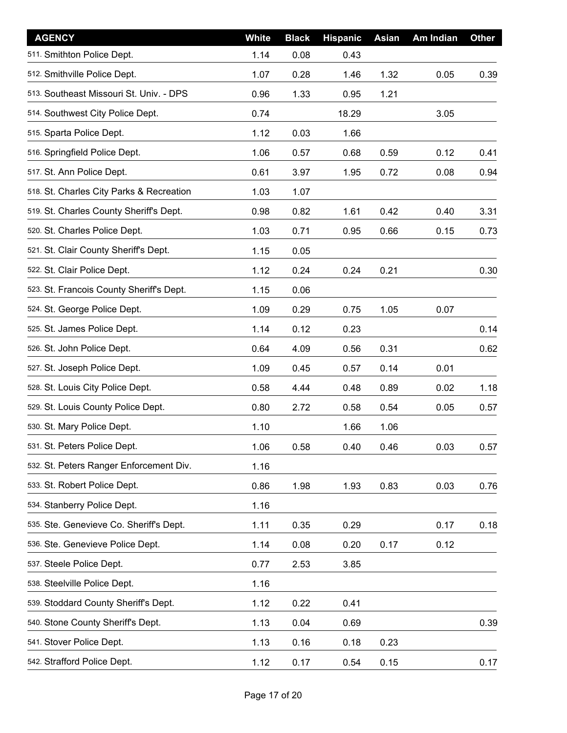| AGENCY | White | Black | Hispanic | Asian | Am Indian | Other |
|---|---|---|---|---|---|---|
| 511. Smithton Police Dept. | 1.14 | 0.08 | 0.43 | | | |
| 512. Smithville Police Dept. | 1.07 | 0.28 | 1.46 | 1.32 | 0.05 | 0.39 |
| 513. Southeast Missouri St. Univ. - DPS | 0.96 | 1.33 | 0.95 | 1.21 | | |
| 514. Southwest City Police Dept. | 0.74 | | 18.29 | | 3.05 | |
| 515. Sparta Police Dept. | 1.12 | 0.03 | 1.66 | | | |
| 516. Springfield Police Dept. | 1.06 | 0.57 | 0.68 | 0.59 | 0.12 | 0.41 |
| 517. St. Ann Police Dept. | 0.61 | 3.97 | 1.95 | 0.72 | 0.08 | 0.94 |
| 518. St. Charles City Parks & Recreation | 1.03 | 1.07 | | | | |
| 519. St. Charles County Sheriff's Dept. | 0.98 | 0.82 | 1.61 | 0.42 | 0.40 | 3.31 |
| 520. St. Charles Police Dept. | 1.03 | 0.71 | 0.95 | 0.66 | 0.15 | 0.73 |
| 521. St. Clair County Sheriff's Dept. | 1.15 | 0.05 | | | | |
| 522. St. Clair Police Dept. | 1.12 | 0.24 | 0.24 | 0.21 | | 0.30 |
| 523. St. Francois County Sheriff's Dept. | 1.15 | 0.06 | | | | |
| 524. St. George Police Dept. | 1.09 | 0.29 | 0.75 | 1.05 | 0.07 | |
| 525. St. James Police Dept. | 1.14 | 0.12 | 0.23 | | | 0.14 |
| 526. St. John Police Dept. | 0.64 | 4.09 | 0.56 | 0.31 | | 0.62 |
| 527. St. Joseph Police Dept. | 1.09 | 0.45 | 0.57 | 0.14 | 0.01 | |
| 528. St. Louis City Police Dept. | 0.58 | 4.44 | 0.48 | 0.89 | 0.02 | 1.18 |
| 529. St. Louis County Police Dept. | 0.80 | 2.72 | 0.58 | 0.54 | 0.05 | 0.57 |
| 530. St. Mary Police Dept. | 1.10 | | 1.66 | 1.06 | | |
| 531. St. Peters Police Dept. | 1.06 | 0.58 | 0.40 | 0.46 | 0.03 | 0.57 |
| 532. St. Peters Ranger Enforcement Div. | 1.16 | | | | | |
| 533. St. Robert Police Dept. | 0.86 | 1.98 | 1.93 | 0.83 | 0.03 | 0.76 |
| 534. Stanberry Police Dept. | 1.16 | | | | | |
| 535. Ste. Genevieve Co. Sheriff's Dept. | 1.11 | 0.35 | 0.29 | | 0.17 | 0.18 |
| 536. Ste. Genevieve Police Dept. | 1.14 | 0.08 | 0.20 | 0.17 | 0.12 | |
| 537. Steele Police Dept. | 0.77 | 2.53 | 3.85 | | | |
| 538. Steelville Police Dept. | 1.16 | | | | | |
| 539. Stoddard County Sheriff's Dept. | 1.12 | 0.22 | 0.41 | | | |
| 540. Stone County Sheriff's Dept. | 1.13 | 0.04 | 0.69 | | | 0.39 |
| 541. Stover Police Dept. | 1.13 | 0.16 | 0.18 | 0.23 | | |
| 542. Strafford Police Dept. | 1.12 | 0.17 | 0.54 | 0.15 | | 0.17 |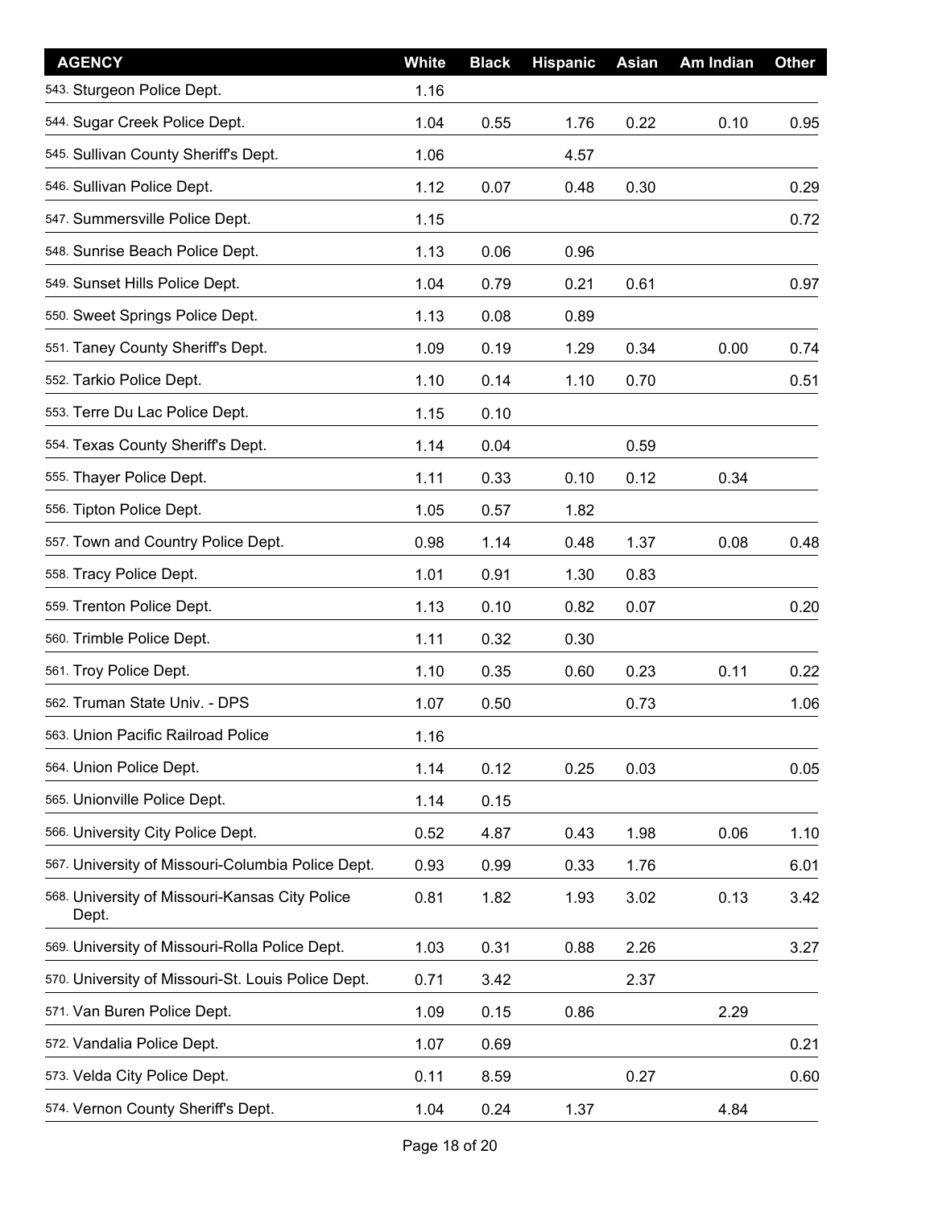| AGENCY | White | Black | Hispanic | Asian | Am Indian | Other |
|---|---|---|---|---|---|---|
| 543. Sturgeon Police Dept. | 1.16 | | | | | |
| 544. Sugar Creek Police Dept. | 1.04 | 0.55 | 1.76 | 0.22 | 0.10 | 0.95 |
| 545. Sullivan County Sheriff's Dept. | 1.06 | | 4.57 | | | |
| 546. Sullivan Police Dept. | 1.12 | 0.07 | 0.48 | 0.30 | | 0.29 |
| 547. Summersville Police Dept. | 1.15 | | | | | 0.72 |
| 548. Sunrise Beach Police Dept. | 1.13 | 0.06 | 0.96 | | | |
| 549. Sunset Hills Police Dept. | 1.04 | 0.79 | 0.21 | 0.61 | | 0.97 |
| 550. Sweet Springs Police Dept. | 1.13 | 0.08 | 0.89 | | | |
| 551. Taney County Sheriff's Dept. | 1.09 | 0.19 | 1.29 | 0.34 | 0.00 | 0.74 |
| 552. Tarkio Police Dept. | 1.10 | 0.14 | 1.10 | 0.70 | | 0.51 |
| 553. Terre Du Lac Police Dept. | 1.15 | 0.10 | | | | |
| 554. Texas County Sheriff's Dept. | 1.14 | 0.04 | | 0.59 | | |
| 555. Thayer Police Dept. | 1.11 | 0.33 | 0.10 | 0.12 | 0.34 | |
| 556. Tipton Police Dept. | 1.05 | 0.57 | 1.82 | | | |
| 557. Town and Country Police Dept. | 0.98 | 1.14 | 0.48 | 1.37 | 0.08 | 0.48 |
| 558. Tracy Police Dept. | 1.01 | 0.91 | 1.30 | 0.83 | | |
| 559. Trenton Police Dept. | 1.13 | 0.10 | 0.82 | 0.07 | | 0.20 |
| 560. Trimble Police Dept. | 1.11 | 0.32 | 0.30 | | | |
| 561. Troy Police Dept. | 1.10 | 0.35 | 0.60 | 0.23 | 0.11 | 0.22 |
| 562. Truman State Univ. - DPS | 1.07 | 0.50 | | 0.73 | | 1.06 |
| 563. Union Pacific Railroad Police | 1.16 | | | | | |
| 564. Union Police Dept. | 1.14 | 0.12 | 0.25 | 0.03 | | 0.05 |
| 565. Unionville Police Dept. | 1.14 | 0.15 | | | | |
| 566. University City Police Dept. | 0.52 | 4.87 | 0.43 | 1.98 | 0.06 | 1.10 |
| 567. University of Missouri-Columbia Police Dept. | 0.93 | 0.99 | 0.33 | 1.76 | | 6.01 |
| 568. University of Missouri-Kansas City Police Dept. | 0.81 | 1.82 | 1.93 | 3.02 | 0.13 | 3.42 |
| 569. University of Missouri-Rolla Police Dept. | 1.03 | 0.31 | 0.88 | 2.26 | | 3.27 |
| 570. University of Missouri-St. Louis Police Dept. | 0.71 | 3.42 | | 2.37 | | |
| 571. Van Buren Police Dept. | 1.09 | 0.15 | 0.86 | | 2.29 | |
| 572. Vandalia Police Dept. | 1.07 | 0.69 | | | | 0.21 |
| 573. Velda City Police Dept. | 0.11 | 8.59 | | 0.27 | | 0.60 |
| 574. Vernon County Sheriff's Dept. | 1.04 | 0.24 | 1.37 | | 4.84 | |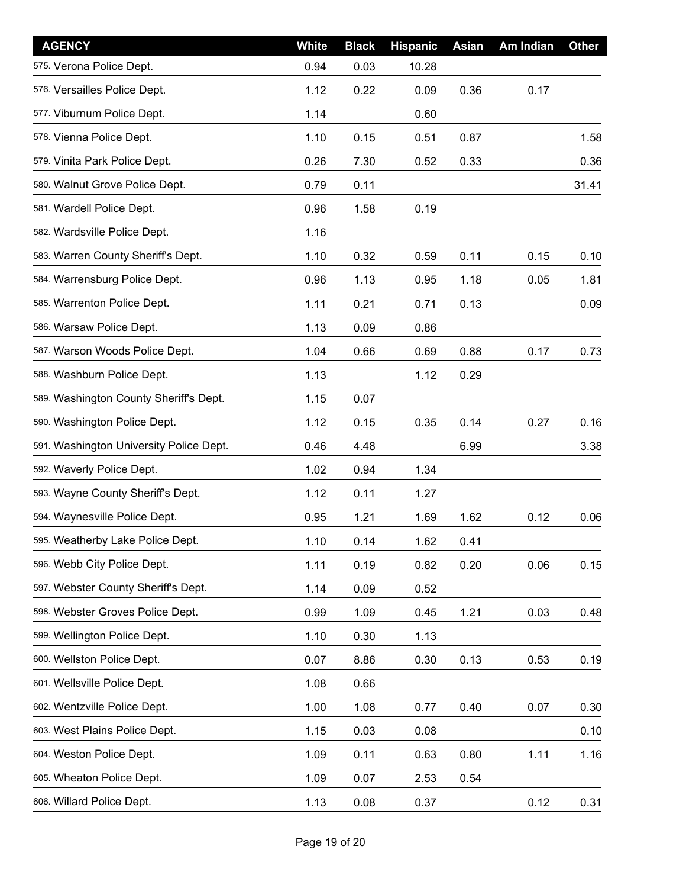| AGENCY | White | Black | Hispanic | Asian | Am Indian | Other |
|---|---|---|---|---|---|---|
| 575. Verona Police Dept. | 0.94 | 0.03 | 10.28 | | | |
| 576. Versailles Police Dept. | 1.12 | 0.22 | 0.09 | 0.36 | 0.17 | |
| 577. Viburnum Police Dept. | 1.14 | | 0.60 | | | |
| 578. Vienna Police Dept. | 1.10 | 0.15 | 0.51 | 0.87 | | 1.58 |
| 579. Vinita Park Police Dept. | 0.26 | 7.30 | 0.52 | 0.33 | | 0.36 |
| 580. Walnut Grove Police Dept. | 0.79 | 0.11 | | | | 31.41 |
| 581. Wardell Police Dept. | 0.96 | 1.58 | 0.19 | | | |
| 582. Wardsville Police Dept. | 1.16 | | | | | |
| 583. Warren County Sheriff's Dept. | 1.10 | 0.32 | 0.59 | 0.11 | 0.15 | 0.10 |
| 584. Warrensburg Police Dept. | 0.96 | 1.13 | 0.95 | 1.18 | 0.05 | 1.81 |
| 585. Warrenton Police Dept. | 1.11 | 0.21 | 0.71 | 0.13 | | 0.09 |
| 586. Warsaw Police Dept. | 1.13 | 0.09 | 0.86 | | | |
| 587. Warson Woods Police Dept. | 1.04 | 0.66 | 0.69 | 0.88 | 0.17 | 0.73 |
| 588. Washburn Police Dept. | 1.13 | | 1.12 | 0.29 | | |
| 589. Washington County Sheriff's Dept. | 1.15 | 0.07 | | | | |
| 590. Washington Police Dept. | 1.12 | 0.15 | 0.35 | 0.14 | 0.27 | 0.16 |
| 591. Washington University Police Dept. | 0.46 | 4.48 | | 6.99 | | 3.38 |
| 592. Waverly Police Dept. | 1.02 | 0.94 | 1.34 | | | |
| 593. Wayne County Sheriff's Dept. | 1.12 | 0.11 | 1.27 | | | |
| 594. Waynesville Police Dept. | 0.95 | 1.21 | 1.69 | 1.62 | 0.12 | 0.06 |
| 595. Weatherby Lake Police Dept. | 1.10 | 0.14 | 1.62 | 0.41 | | |
| 596. Webb City Police Dept. | 1.11 | 0.19 | 0.82 | 0.20 | 0.06 | 0.15 |
| 597. Webster County Sheriff's Dept. | 1.14 | 0.09 | 0.52 | | | |
| 598. Webster Groves Police Dept. | 0.99 | 1.09 | 0.45 | 1.21 | 0.03 | 0.48 |
| 599. Wellington Police Dept. | 1.10 | 0.30 | 1.13 | | | |
| 600. Wellston Police Dept. | 0.07 | 8.86 | 0.30 | 0.13 | 0.53 | 0.19 |
| 601. Wellsville Police Dept. | 1.08 | 0.66 | | | | |
| 602. Wentzville Police Dept. | 1.00 | 1.08 | 0.77 | 0.40 | 0.07 | 0.30 |
| 603. West Plains Police Dept. | 1.15 | 0.03 | 0.08 | | | 0.10 |
| 604. Weston Police Dept. | 1.09 | 0.11 | 0.63 | 0.80 | 1.11 | 1.16 |
| 605. Wheaton Police Dept. | 1.09 | 0.07 | 2.53 | 0.54 | | |
| 606. Willard Police Dept. | 1.13 | 0.08 | 0.37 | | 0.12 | 0.31 |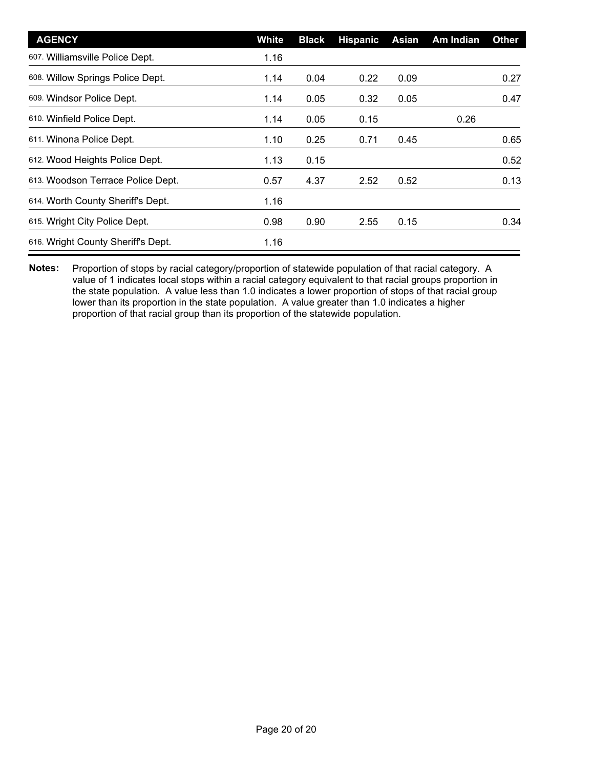| AGENCY | White | Black | Hispanic | Asian | Am Indian | Other |
|---|---|---|---|---|---|---|
| 607. Williamsville Police Dept. | 1.16 | | | | | |
| 608. Willow Springs Police Dept. | 1.14 | 0.04 | 0.22 | 0.09 | | 0.27 |
| 609. Windsor Police Dept. | 1.14 | 0.05 | 0.32 | 0.05 | | 0.47 |
| 610. Winfield Police Dept. | 1.14 | 0.05 | 0.15 | | 0.26 | |
| 611. Winona Police Dept. | 1.10 | 0.25 | 0.71 | 0.45 | | 0.65 |
| 612. Wood Heights Police Dept. | 1.13 | 0.15 | | | | 0.52 |
| 613. Woodson Terrace Police Dept. | 0.57 | 4.37 | 2.52 | 0.52 | | 0.13 |
| 614. Worth County Sheriff's Dept. | 1.16 | | | | | |
| 615. Wright City Police Dept. | 0.98 | 0.90 | 2.55 | 0.15 | | 0.34 |
| 616. Wright County Sheriff's Dept. | 1.16 | | | | | |

**Notes:** Proportion of stops by racial category/proportion of statewide population of that racial category. A value of 1 indicates local stops within a racial category equivalent to that racial groups proportion in the state population. A value less than 1.0 indicates a lower proportion of stops of that racial group lower than its proportion in the state population. A value greater than 1.0 indicates a higher proportion of that racial group than its proportion of the statewide population.